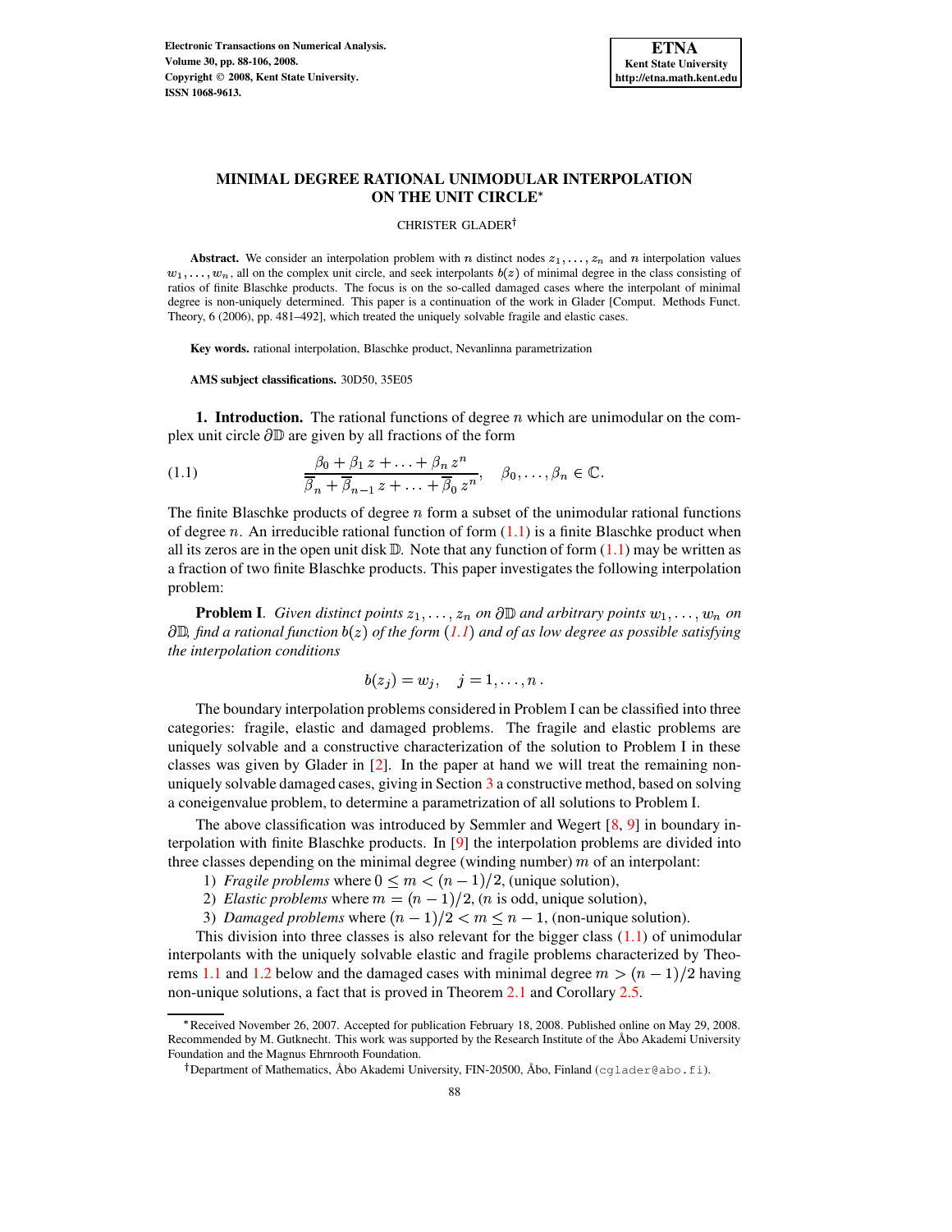# MINIMAL DEGREE RATIONAL UNIMODULAR INTERPOLATION ON THE UNIT CIRCLE*

CHRISTER GLADER†

**Abstract.** We consider an interpolation problem with $n$ distinct nodes $z_1, \ldots, z_n$ and $n$ interpolation values $w_1, \ldots, w_n$, all on the complex unit circle, and seek interpolants $b(z)$ of minimal degree in the class consisting of ratios of finite Blaschke products. The focus is on the so-called damaged cases where the interpolant of minimal degree is non-uniquely determined. This paper is a continuation of the work in Glader [Comput. Methods Funct. Theory, 6 (2006), pp. 481–492], which treated the uniquely solvable fragile and elastic cases.

**Key words.** rational interpolation, Blaschke product, Nevanlinna parametrization

**AMS subject classifications.** 30D50, 35E05

## 1. Introduction.

The rational functions of degree $n$ which are unimodular on the complex unit circle $\partial\mathbb{D}$ are given by all fractions of the form

$$\frac{\beta_0 + \beta_1 z + \ldots + \beta_n z^n}{\overline{\beta}_n + \overline{\beta}_{n-1} z + \ldots + \overline{\beta}_0 z^n}, \quad \beta_0, \ldots, \beta_n \in \mathbb{C}. \tag{1.1}$$

The finite Blaschke products of degree $n$ form a subset of the unimodular rational functions of degree $n$. An irreducible rational function of form (1.1) is a finite Blaschke product when all its zeros are in the open unit disk $\mathbb{D}$. Note that any function of form (1.1) may be written as a fraction of two finite Blaschke products. This paper investigates the following interpolation problem:

**Problem I**. *Given distinct points $z_1, \ldots, z_n$ on $\partial\mathbb{D}$ and arbitrary points $w_1, \ldots, w_n$ on $\partial\mathbb{D}$, find a rational function $b(z)$ of the form (1.1) and of as low degree as possible satisfying the interpolation conditions*

$$b(z_j) = w_j, \quad j = 1, \ldots, n\,.$$

The boundary interpolation problems considered in Problem I can be classified into three categories: fragile, elastic and damaged problems. The fragile and elastic problems are uniquely solvable and a constructive characterization of the solution to Problem I in these classes was given by Glader in [2]. In the paper at hand we will treat the remaining non-uniquely solvable damaged cases, giving in Section 3 a constructive method, based on solving a coneigenvalue problem, to determine a parametrization of all solutions to Problem I.

The above classification was introduced by Semmler and Wegert [8, 9] in boundary interpolation with finite Blaschke products. In [9] the interpolation problems are divided into three classes depending on the minimal degree (winding number) $m$ of an interpolant:

1) *Fragile problems* where $0 \leq m < (n-1)/2$, (unique solution),
2) *Elastic problems* where $m = (n-1)/2$, ($n$ is odd, unique solution),
3) *Damaged problems* where $(n-1)/2 < m \leq n-1$, (non-unique solution).

This division into three classes is also relevant for the bigger class (1.1) of unimodular interpolants with the uniquely solvable elastic and fragile problems characterized by Theorems 1.1 and 1.2 below and the damaged cases with minimal degree $m > (n-1)/2$ having non-unique solutions, a fact that is proved in Theorem 2.1 and Corollary 2.5.

---

*Received November 26, 2007. Accepted for publication February 18, 2008. Published online on May 29, 2008. Recommended by M. Gutknecht. This work was supported by the Research Institute of the Åbo Akademi University Foundation and the Magnus Ehrnrooth Foundation.

†Department of Mathematics, Åbo Akademi University, FIN-20500, Åbo, Finland (cglader@abo.fi).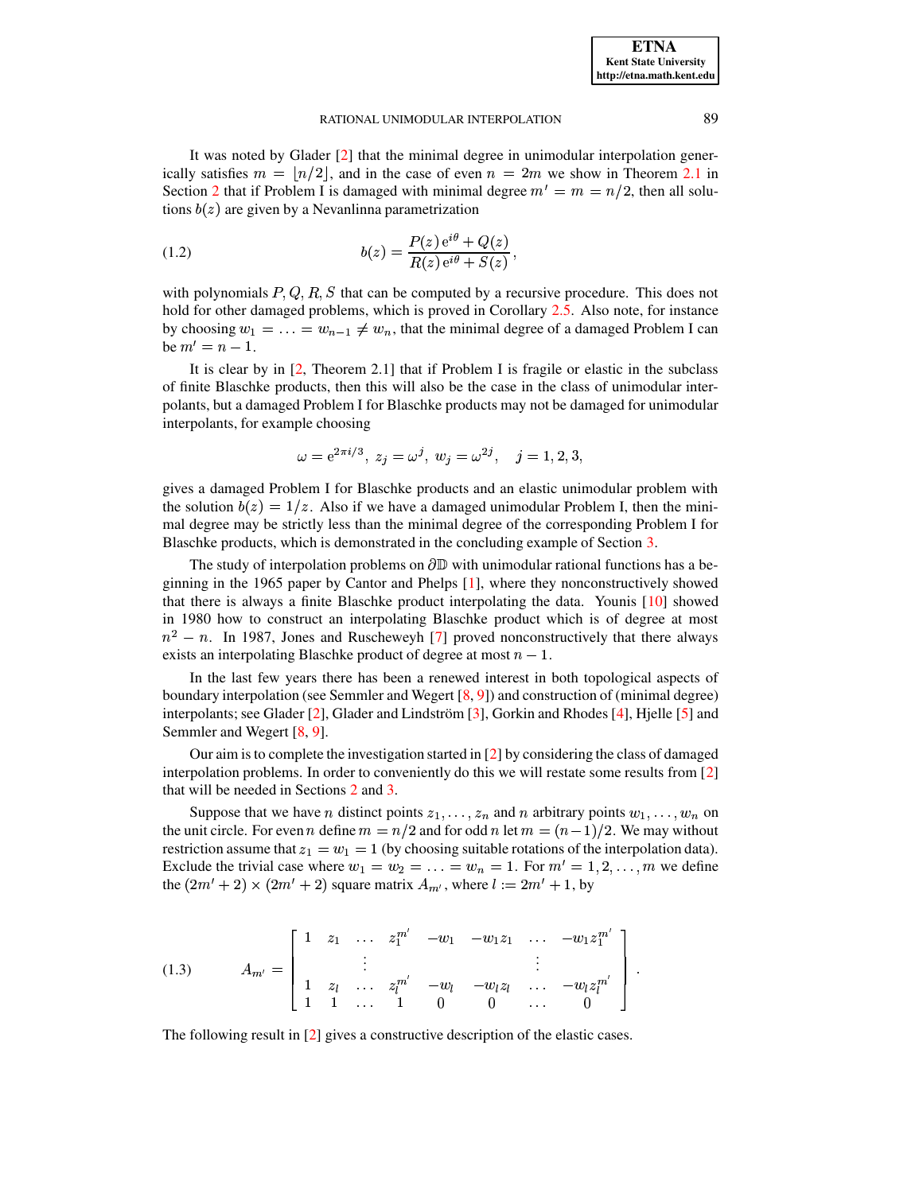It was noted by Glader [2] that the minimal degree in unimodular interpolation generically satisfies $m = \lfloor n/2 \rfloor$, and in the case of even $n = 2m$ we show in Theorem 2.1 in Section 2 that if Problem I is damaged with minimal degree $m' = m = n/2$, then all solutions $b(z)$ are given by a Nevanlinna parametrization

$$b(z) = \frac{P(z)\,\mathrm{e}^{i\theta} + Q(z)}{R(z)\,\mathrm{e}^{i\theta} + S(z)}, \tag{1.2}$$

with polynomials $P, Q, R, S$ that can be computed by a recursive procedure. This does not hold for other damaged problems, which is proved in Corollary 2.5. Also note, for instance by choosing $w_1 = \ldots = w_{n-1} \neq w_n$, that the minimal degree of a damaged Problem I can be $m' = n - 1$.

It is clear by in [2, Theorem 2.1] that if Problem I is fragile or elastic in the subclass of finite Blaschke products, then this will also be the case in the class of unimodular interpolants, but a damaged Problem I for Blaschke products may not be damaged for unimodular interpolants, for example choosing

$$\omega = \mathrm{e}^{2\pi i/3},\ z_j = \omega^j,\ w_j = \omega^{2j}, \quad j = 1, 2, 3,$$

gives a damaged Problem I for Blaschke products and an elastic unimodular problem with the solution $b(z) = 1/z$. Also if we have a damaged unimodular Problem I, then the minimal degree may be strictly less than the minimal degree of the corresponding Problem I for Blaschke products, which is demonstrated in the concluding example of Section 3.

The study of interpolation problems on $\partial\mathbb{D}$ with unimodular rational functions has a beginning in the 1965 paper by Cantor and Phelps [1], where they nonconstructively showed that there is always a finite Blaschke product interpolating the data. Younis [10] showed in 1980 how to construct an interpolating Blaschke product which is of degree at most $n^2 - n$. In 1987, Jones and Ruscheweyh [7] proved nonconstructively that there always exists an interpolating Blaschke product of degree at most $n - 1$.

In the last few years there has been a renewed interest in both topological aspects of boundary interpolation (see Semmler and Wegert [8, 9]) and construction of (minimal degree) interpolants; see Glader [2], Glader and Lindström [3], Gorkin and Rhodes [4], Hjelle [5] and Semmler and Wegert [8, 9].

Our aim is to complete the investigation started in [2] by considering the class of damaged interpolation problems. In order to conveniently do this we will restate some results from [2] that will be needed in Sections 2 and 3.

Suppose that we have $n$ distinct points $z_1, \ldots, z_n$ and $n$ arbitrary points $w_1, \ldots, w_n$ on the unit circle. For even $n$ define $m = n/2$ and for odd $n$ let $m = (n-1)/2$. We may without restriction assume that $z_1 = w_1 = 1$ (by choosing suitable rotations of the interpolation data). Exclude the trivial case where $w_1 = w_2 = \ldots = w_n = 1$. For $m' = 1, 2, \ldots, m$ we define the $(2m'+2) \times (2m'+2)$ square matrix $A_{m'}$, where $l := 2m' + 1$, by

$$A_{m'} = \begin{bmatrix} 1 & z_1 & \ldots & z_1^{m'} & -w_1 & -w_1 z_1 & \ldots & -w_1 z_1^{m'} \\ & & \vdots & & & & \vdots & \\ 1 & z_l & \ldots & z_l^{m'} & -w_l & -w_l z_l & \ldots & -w_l z_l^{m'} \\ 1 & 1 & \ldots & 1 & 0 & 0 & \ldots & 0 \end{bmatrix}. \tag{1.3}$$

The following result in [2] gives a constructive description of the elastic cases.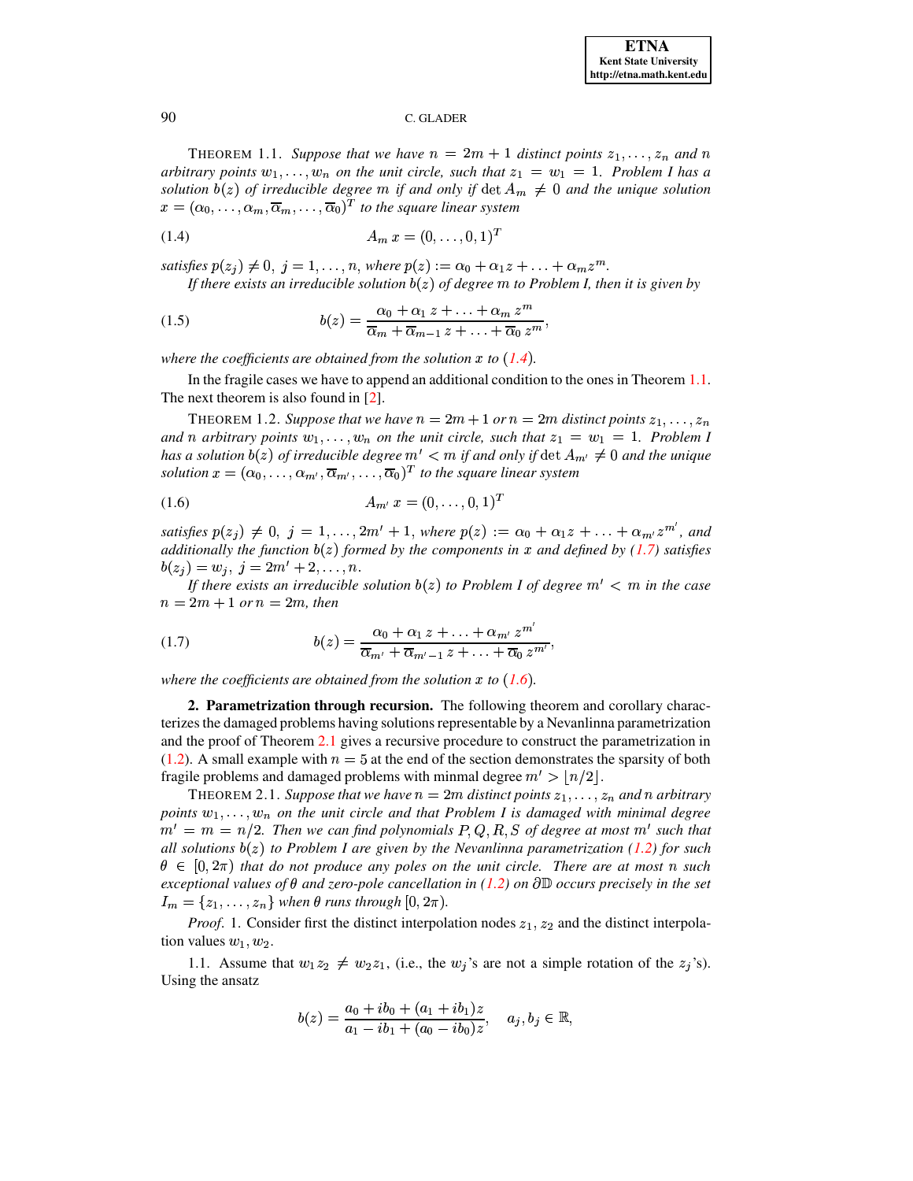THEOREM 1.1. *Suppose that we have $n = 2m+1$ distinct points $z_1, \ldots, z_n$ and $n$ arbitrary points $w_1, \ldots, w_n$ on the unit circle, such that $z_1 = w_1 = 1$. Problem I has a solution $b(z)$ of irreducible degree $m$ if and only if $\det A_m \neq 0$ and the unique solution $x = (\alpha_0, \ldots, \alpha_m, \overline{\alpha}_m, \ldots, \overline{\alpha}_0)^T$ to the square linear system*

$$A_m\, x = (0, \ldots, 0, 1)^T \tag{1.4}$$

*satisfies $p(z_j) \neq 0,\ j = 1, \ldots, n$, where $p(z) := \alpha_0 + \alpha_1 z + \ldots + \alpha_m z^m$.*

*If there exists an irreducible solution $b(z)$ of degree $m$ to Problem I, then it is given by*

$$b(z) = \frac{\alpha_0 + \alpha_1\, z + \ldots + \alpha_m\, z^m}{\overline{\alpha}_m + \overline{\alpha}_{m-1}\, z + \ldots + \overline{\alpha}_0\, z^m}, \tag{1.5}$$

*where the coefficients are obtained from the solution $x$ to (1.4).*

In the fragile cases we have to append an additional condition to the ones in Theorem 1.1. The next theorem is also found in [2].

THEOREM 1.2. *Suppose that we have $n = 2m+1$ or $n = 2m$ distinct points $z_1, \ldots, z_n$ and $n$ arbitrary points $w_1, \ldots, w_n$ on the unit circle, such that $z_1 = w_1 = 1$. Problem I has a solution $b(z)$ of irreducible degree $m' < m$ if and only if $\det A_{m'} \neq 0$ and the unique solution $x = (\alpha_0, \ldots, \alpha_{m'}, \overline{\alpha}_{m'}, \ldots, \overline{\alpha}_0)^T$ to the square linear system*

$$A_{m'}\, x = (0, \ldots, 0, 1)^T \tag{1.6}$$

*satisfies $p(z_j) \neq 0,\ j = 1, \ldots, 2m'+1$, where $p(z) := \alpha_0 + \alpha_1 z + \ldots + \alpha_{m'} z^{m'}$, and additionally the function $b(z)$ formed by the components in $x$ and defined by (1.7) satisfies $b(z_j) = w_j,\ j = 2m'+2, \ldots, n$.*

*If there exists an irreducible solution $b(z)$ to Problem I of degree $m' < m$ in the case $n = 2m+1$ or $n = 2m$, then*

$$b(z) = \frac{\alpha_0 + \alpha_1\, z + \ldots + \alpha_{m'}\, z^{m'}}{\overline{\alpha}_{m'} + \overline{\alpha}_{m'-1}\, z + \ldots + \overline{\alpha}_0\, z^{m'}}, \tag{1.7}$$

*where the coefficients are obtained from the solution $x$ to (1.6).*

**2. Parametrization through recursion.** The following theorem and corollary characterizes the damaged problems having solutions representable by a Nevanlinna parametrization and the proof of Theorem 2.1 gives a recursive procedure to construct the parametrization in (1.2). A small example with $n = 5$ at the end of the section demonstrates the sparsity of both fragile problems and damaged problems with minmal degree $m' > \lfloor n/2 \rfloor$.

THEOREM 2.1. *Suppose that we have $n = 2m$ distinct points $z_1, \ldots, z_n$ and $n$ arbitrary points $w_1, \ldots, w_n$ on the unit circle and that Problem I is damaged with minimal degree $m' = m = n/2$. Then we can find polynomials $P, Q, R, S$ of degree at most $m'$ such that all solutions $b(z)$ to Problem I are given by the Nevanlinna parametrization (1.2) for such $\theta \in [0, 2\pi)$ that do not produce any poles on the unit circle. There are at most $n$ such exceptional values of $\theta$ and zero-pole cancellation in (1.2) on $\partial\mathbb{D}$ occurs precisely in the set $I_m = \{z_1, \ldots, z_n\}$ when $\theta$ runs through $[0, 2\pi)$.*

*Proof.* 1. Consider first the distinct interpolation nodes $z_1, z_2$ and the distinct interpolation values $w_1, w_2$.

1.1. Assume that $w_1 z_2 \neq w_2 z_1$, (i.e., the $w_j$'s are not a simple rotation of the $z_j$'s). Using the ansatz

$$b(z) = \frac{a_0 + ib_0 + (a_1 + ib_1)z}{a_1 - ib_1 + (a_0 - ib_0)z}, \quad a_j, b_j \in \mathbb{R},$$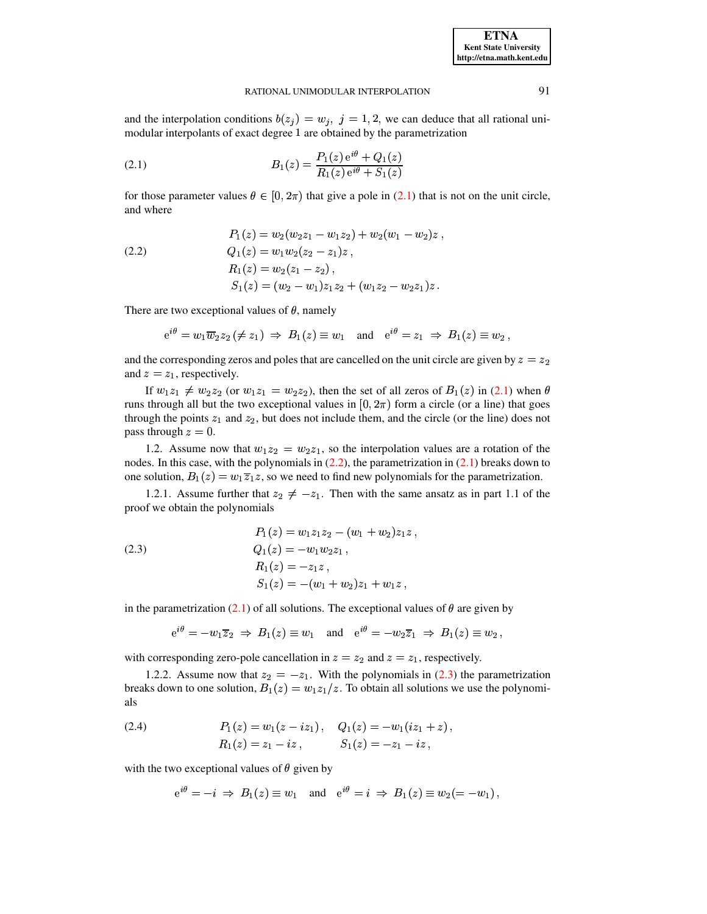and the interpolation conditions $b(z_j) = w_j,\ j = 1, 2$, we can deduce that all rational unimodular interpolants of exact degree 1 are obtained by the parametrization

$$B_1(z) = \frac{P_1(z)\,\mathrm{e}^{i\theta} + Q_1(z)}{R_1(z)\,\mathrm{e}^{i\theta} + S_1(z)} \tag{2.1}$$

for those parameter values $\theta \in [0, 2\pi)$ that give a pole in (2.1) that is not on the unit circle, and where

$$\begin{aligned}
P_1(z) &= w_2(w_2 z_1 - w_1 z_2) + w_2(w_1 - w_2)z\,,\\
Q_1(z) &= w_1 w_2 (z_2 - z_1) z\,,\\
R_1(z) &= w_2(z_1 - z_2)\,,\\
S_1(z) &= (w_2 - w_1) z_1 z_2 + (w_1 z_2 - w_2 z_1) z\,.
\end{aligned} \tag{2.2}$$

There are two exceptional values of $\theta$, namely

$$\mathrm{e}^{i\theta} = w_1 \overline{w}_2 z_2\,(\neq z_1) \;\Rightarrow\; B_1(z) \equiv w_1 \quad \text{and} \quad \mathrm{e}^{i\theta} = z_1 \;\Rightarrow\; B_1(z) \equiv w_2\,,$$

and the corresponding zeros and poles that are cancelled on the unit circle are given by $z = z_2$ and $z = z_1$, respectively.

If $w_1 z_1 \neq w_2 z_2$ (or $w_1 z_1 = w_2 z_2$), then the set of all zeros of $B_1(z)$ in (2.1) when $\theta$ runs through all but the two exceptional values in $[0, 2\pi)$ form a circle (or a line) that goes through the points $z_1$ and $z_2$, but does not include them, and the circle (or the line) does not pass through $z = 0$.

1.2. Assume now that $w_1 z_2 = w_2 z_1$, so the interpolation values are a rotation of the nodes. In this case, with the polynomials in (2.2), the parametrization in (2.1) breaks down to one solution, $B_1(z) = w_1 \overline{z}_1 z$, so we need to find new polynomials for the parametrization.

1.2.1. Assume further that $z_2 \neq -z_1$. Then with the same ansatz as in part 1.1 of the proof we obtain the polynomials

$$\begin{aligned}
P_1(z) &= w_1 z_1 z_2 - (w_1 + w_2) z_1 z\,,\\
Q_1(z) &= -w_1 w_2 z_1\,,\\
R_1(z) &= -z_1 z\,,\\
S_1(z) &= -(w_1 + w_2) z_1 + w_1 z\,,
\end{aligned} \tag{2.3}$$

in the parametrization (2.1) of all solutions. The exceptional values of $\theta$ are given by

$$\mathrm{e}^{i\theta} = -w_1 \overline{z}_2 \;\Rightarrow\; B_1(z) \equiv w_1 \quad \text{and} \quad \mathrm{e}^{i\theta} = -w_2 \overline{z}_1 \;\Rightarrow\; B_1(z) \equiv w_2\,,$$

with corresponding zero-pole cancellation in $z = z_2$ and $z = z_1$, respectively.

1.2.2. Assume now that $z_2 = -z_1$. With the polynomials in (2.3) the parametrization breaks down to one solution, $B_1(z) = w_1 z_1 / z$. To obtain all solutions we use the polynomials

$$\begin{aligned}
P_1(z) &= w_1(z - i z_1)\,, \quad & Q_1(z) &= -w_1(i z_1 + z)\,,\\
R_1(z) &= z_1 - i z\,, & S_1(z) &= -z_1 - i z\,,
\end{aligned} \tag{2.4}$$

with the two exceptional values of $\theta$ given by

$$\mathrm{e}^{i\theta} = -i \;\Rightarrow\; B_1(z) \equiv w_1 \quad \text{and} \quad \mathrm{e}^{i\theta} = i \;\Rightarrow\; B_1(z) \equiv w_2 (= -w_1)\,,$$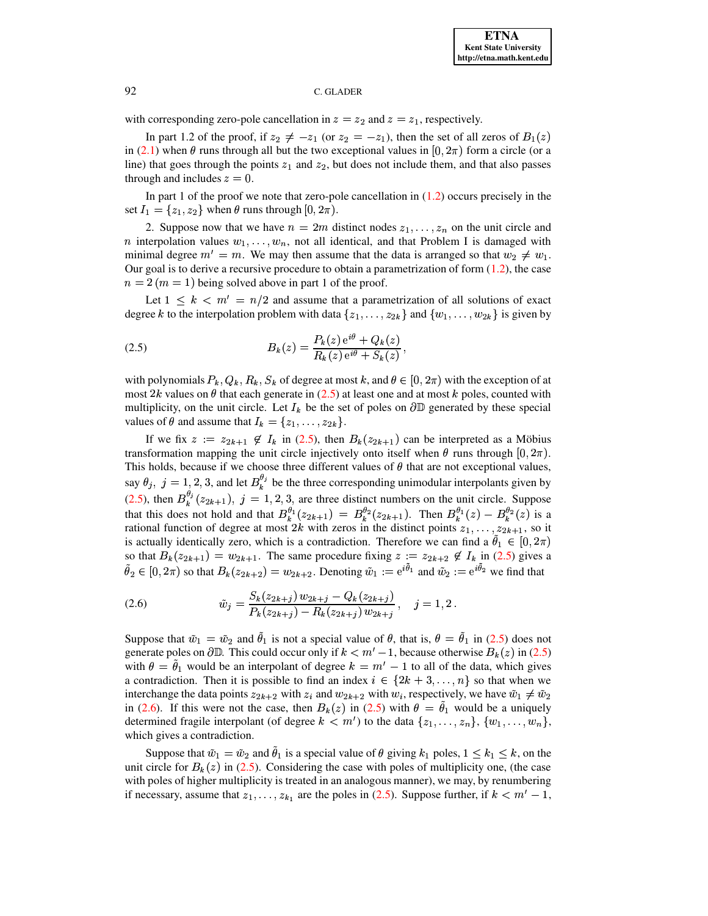with corresponding zero-pole cancellation in $z = z_2$ and $z = z_1$, respectively.

In part 1.2 of the proof, if $z_2 \neq -z_1$ (or $z_2 = -z_1$), then the set of all zeros of $B_1(z)$ in (2.1) when $\theta$ runs through all but the two exceptional values in $[0, 2\pi)$ form a circle (or a line) that goes through the points $z_1$ and $z_2$, but does not include them, and that also passes through and includes $z = 0$.

In part 1 of the proof we note that zero-pole cancellation in (1.2) occurs precisely in the set $I_1 = \{z_1, z_2\}$ when $\theta$ runs through $[0, 2\pi)$.

2. Suppose now that we have $n = 2m$ distinct nodes $z_1, \ldots, z_n$ on the unit circle and $n$ interpolation values $w_1, \ldots, w_n$, not all identical, and that Problem I is damaged with minimal degree $m' = m$. We may then assume that the data is arranged so that $w_2 \neq w_1$. Our goal is to derive a recursive procedure to obtain a parametrization of form (1.2), the case $n = 2\,(m = 1)$ being solved above in part 1 of the proof.

Let $1 \leq k < m' = n/2$ and assume that a parametrization of all solutions of exact degree $k$ to the interpolation problem with data $\{z_1, \ldots, z_{2k}\}$ and $\{w_1, \ldots, w_{2k}\}$ is given by

$$B_k(z) = \frac{P_k(z)\,\mathrm{e}^{i\theta} + Q_k(z)}{R_k(z)\,\mathrm{e}^{i\theta} + S_k(z)}, \tag{2.5}$$

with polynomials $P_k, Q_k, R_k, S_k$ of degree at most $k$, and $\theta \in [0, 2\pi)$ with the exception of at most $2k$ values on $\theta$ that each generate in (2.5) at least one and at most $k$ poles, counted with multiplicity, on the unit circle. Let $I_k$ be the set of poles on $\partial\mathbb{D}$ generated by these special values of $\theta$ and assume that $I_k = \{z_1, \ldots, z_{2k}\}$.

If we fix $z := z_{2k+1} \not\in I_k$ in (2.5), then $B_k(z_{2k+1})$ can be interpreted as a Möbius transformation mapping the unit circle injectively onto itself when $\theta$ runs through $[0, 2\pi)$. This holds, because if we choose three different values of $\theta$ that are not exceptional values, say $\theta_j,\ j = 1, 2, 3$, and let $B_k^{\theta_j}$ be the three corresponding unimodular interpolants given by (2.5), then $B_k^{\theta_j}(z_{2k+1}),\ j = 1, 2, 3$, are three distinct numbers on the unit circle. Suppose that this does not hold and that $B_k^{\theta_1}(z_{2k+1}) = B_k^{\theta_2}(z_{2k+1})$. Then $B_k^{\theta_1}(z) - B_k^{\theta_2}(z)$ is a rational function of degree at most $2k$ with zeros in the distinct points $z_1, \ldots, z_{2k+1}$, so it is actually identically zero, which is a contradiction. Therefore we can find a $\tilde{\theta}_1 \in [0, 2\pi)$ so that $B_k(z_{2k+1}) = w_{2k+1}$. The same procedure fixing $z := z_{2k+2} \not\in I_k$ in (2.5) gives a $\tilde{\theta}_2 \in [0, 2\pi)$ so that $B_k(z_{2k+2}) = w_{2k+2}$. Denoting $\tilde{w}_1 := \mathrm{e}^{i\tilde{\theta}_1}$ and $\tilde{w}_2 := \mathrm{e}^{i\tilde{\theta}_2}$ we find that

$$\tilde{w}_j = \frac{S_k(z_{2k+j})\,w_{2k+j} - Q_k(z_{2k+j})}{P_k(z_{2k+j}) - R_k(z_{2k+j})\,w_{2k+j}}, \quad j = 1, 2\,. \tag{2.6}$$

Suppose that $\tilde{w}_1 = \tilde{w}_2$ and $\tilde{\theta}_1$ is not a special value of $\theta$, that is, $\theta = \tilde{\theta}_1$ in (2.5) does not generate poles on $\partial\mathbb{D}$. This could occur only if $k < m' - 1$, because otherwise $B_k(z)$ in (2.5) with $\theta = \tilde{\theta}_1$ would be an interpolant of degree $k = m' - 1$ to all of the data, which gives a contradiction. Then it is possible to find an index $i \in \{2k + 3, \ldots, n\}$ so that when we interchange the data points $z_{2k+2}$ with $z_i$ and $w_{2k+2}$ with $w_i$, respectively, we have $\tilde{w}_1 \neq \tilde{w}_2$ in (2.6). If this were not the case, then $B_k(z)$ in (2.5) with $\theta = \tilde{\theta}_1$ would be a uniquely determined fragile interpolant (of degree $k < m'$) to the data $\{z_1, \ldots, z_n\}$, $\{w_1, \ldots, w_n\}$, which gives a contradiction.

Suppose that $\tilde{w}_1 = \tilde{w}_2$ and $\tilde{\theta}_1$ is a special value of $\theta$ giving $k_1$ poles, $1 \leq k_1 \leq k$, on the unit circle for $B_k(z)$ in (2.5). Considering the case with poles of multiplicity one, (the case with poles of higher multiplicity is treated in an analogous manner), we may, by renumbering if necessary, assume that $z_1, \ldots, z_{k_1}$ are the poles in (2.5). Suppose further, if $k < m' - 1$,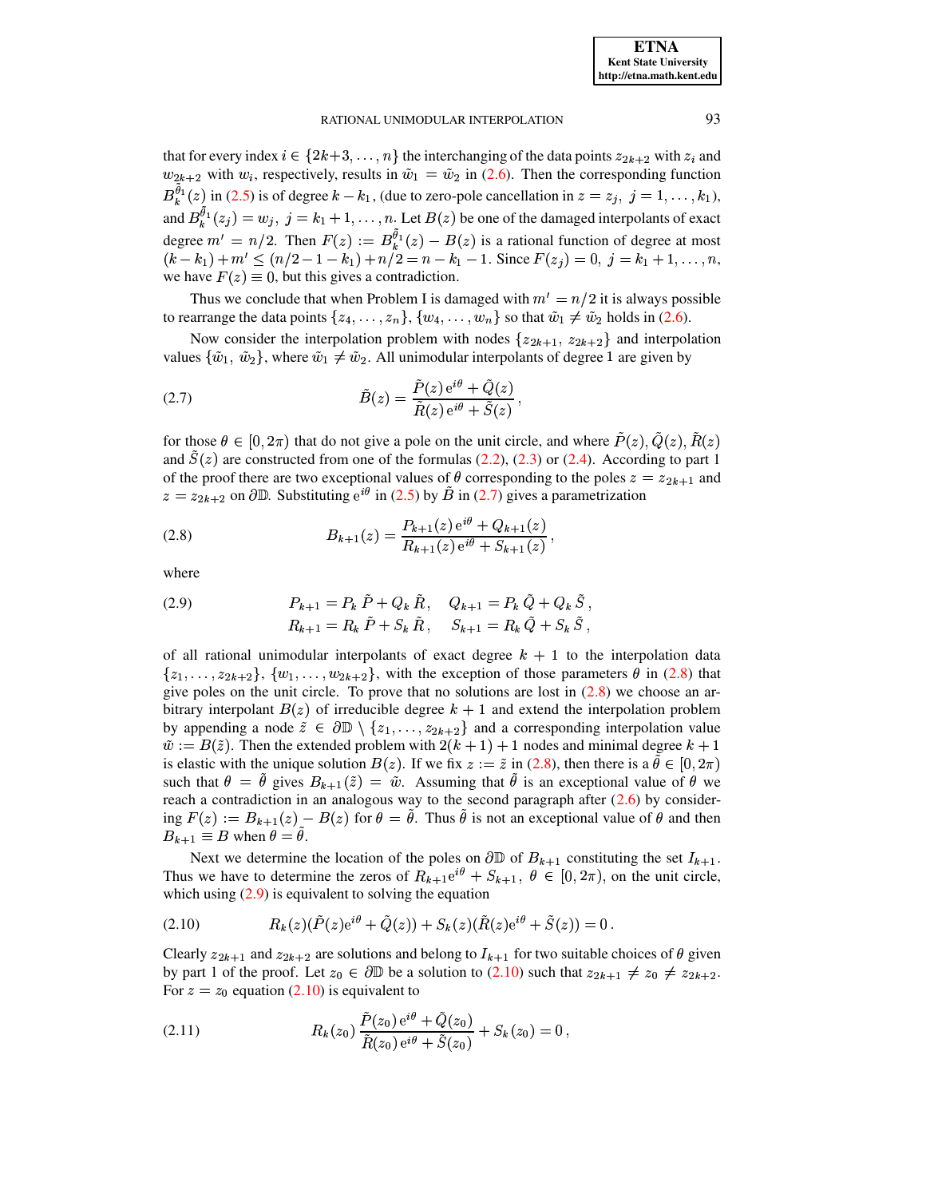that for every index $i \in \{2k+3, \ldots, n\}$ the interchanging of the data points $z_{2k+2}$ with $z_i$ and $w_{2k+2}$ with $w_i$, respectively, results in $\tilde{w}_1 = \tilde{w}_2$ in (2.6). Then the corresponding function $B_k^{\tilde{\theta}_1}(z)$ in (2.5) is of degree $k - k_1$, (due to zero-pole cancellation in $z = z_j,\ j = 1, \ldots, k_1$), and $B_k^{\tilde{\theta}_1}(z_j) = w_j,\ j = k_1+1, \ldots, n$. Let $B(z)$ be one of the damaged interpolants of exact degree $m' = n/2$. Then $F(z) := B_k^{\tilde{\theta}_1}(z) - B(z)$ is a rational function of degree at most $(k - k_1) + m' \le (n/2 - 1 - k_1) + n/2 = n - k_1 - 1$. Since $F(z_j) = 0,\ j = k_1+1, \ldots, n$, we have $F(z) \equiv 0$, but this gives a contradiction.

Thus we conclude that when Problem I is damaged with $m' = n/2$ it is always possible to rearrange the data points $\{z_4, \ldots, z_n\}$, $\{w_4, \ldots, w_n\}$ so that $\tilde{w}_1 \neq \tilde{w}_2$ holds in (2.6).

Now consider the interpolation problem with nodes $\{z_{2k+1},\ z_{2k+2}\}$ and interpolation values $\{\tilde{w}_1,\ \tilde{w}_2\}$, where $\tilde{w}_1 \neq \tilde{w}_2$. All unimodular interpolants of degree 1 are given by

$$\tilde{B}(z) = \frac{\tilde{P}(z)\, \mathrm{e}^{i\theta} + \tilde{Q}(z)}{\tilde{R}(z)\, \mathrm{e}^{i\theta} + \tilde{S}(z)}\,, \tag{2.7}$$

for those $\theta \in [0, 2\pi)$ that do not give a pole on the unit circle, and where $\tilde{P}(z), \tilde{Q}(z), \tilde{R}(z)$ and $\tilde{S}(z)$ are constructed from one of the formulas (2.2), (2.3) or (2.4). According to part 1 of the proof there are two exceptional values of $\theta$ corresponding to the poles $z = z_{2k+1}$ and $z = z_{2k+2}$ on $\partial\mathbb{D}$. Substituting $\mathrm{e}^{i\theta}$ in (2.5) by $\tilde{B}$ in (2.7) gives a parametrization

$$B_{k+1}(z) = \frac{P_{k+1}(z)\, \mathrm{e}^{i\theta} + Q_{k+1}(z)}{R_{k+1}(z)\, \mathrm{e}^{i\theta} + S_{k+1}(z)}\,, \tag{2.8}$$

where

$$\begin{aligned} P_{k+1} &= P_k\, \tilde{P} + Q_k\, \tilde{R}, \quad Q_{k+1} = P_k\, \tilde{Q} + Q_k\, \tilde{S}\,, \\ R_{k+1} &= R_k\, \tilde{P} + S_k\, \tilde{R}, \quad\ S_{k+1} = R_k\, \tilde{Q} + S_k\, \tilde{S}\,, \end{aligned} \tag{2.9}$$

of all rational unimodular interpolants of exact degree $k+1$ to the interpolation data $\{z_1, \ldots, z_{2k+2}\}$, $\{w_1, \ldots, w_{2k+2}\}$, with the exception of those parameters $\theta$ in (2.8) that give poles on the unit circle. To prove that no solutions are lost in (2.8) we choose an arbitrary interpolant $B(z)$ of irreducible degree $k+1$ and extend the interpolation problem by appending a node $\tilde{z} \in \partial\mathbb{D} \setminus \{z_1, \ldots, z_{2k+2}\}$ and a corresponding interpolation value $\tilde{w} := B(\tilde{z})$. Then the extended problem with $2(k+1)+1$ nodes and minimal degree $k+1$ is elastic with the unique solution $B(z)$. If we fix $z := \tilde{z}$ in (2.8), then there is a $\tilde{\theta} \in [0, 2\pi)$ such that $\theta = \tilde{\theta}$ gives $B_{k+1}(\tilde{z}) = \tilde{w}$. Assuming that $\tilde{\theta}$ is an exceptional value of $\theta$ we reach a contradiction in an analogous way to the second paragraph after (2.6) by considering $F(z) := B_{k+1}(z) - B(z)$ for $\theta = \tilde{\theta}$. Thus $\tilde{\theta}$ is not an exceptional value of $\theta$ and then $B_{k+1} \equiv B$ when $\theta = \tilde{\theta}$.

Next we determine the location of the poles on $\partial\mathbb{D}$ of $B_{k+1}$ constituting the set $I_{k+1}$. Thus we have to determine the zeros of $R_{k+1}\mathrm{e}^{i\theta} + S_{k+1},\ \theta \in [0, 2\pi)$, on the unit circle, which using (2.9) is equivalent to solving the equation

$$R_k(z)(\tilde{P}(z)\mathrm{e}^{i\theta} + \tilde{Q}(z)) + S_k(z)(\tilde{R}(z)\mathrm{e}^{i\theta} + \tilde{S}(z)) = 0\,. \tag{2.10}$$

Clearly $z_{2k+1}$ and $z_{2k+2}$ are solutions and belong to $I_{k+1}$ for two suitable choices of $\theta$ given by part 1 of the proof. Let $z_0 \in \partial\mathbb{D}$ be a solution to (2.10) such that $z_{2k+1} \neq z_0 \neq z_{2k+2}$. For $z = z_0$ equation (2.10) is equivalent to

$$R_k(z_0)\, \frac{\tilde{P}(z_0)\, \mathrm{e}^{i\theta} + \tilde{Q}(z_0)}{\tilde{R}(z_0)\, \mathrm{e}^{i\theta} + \tilde{S}(z_0)} + S_k(z_0) = 0\,, \tag{2.11}$$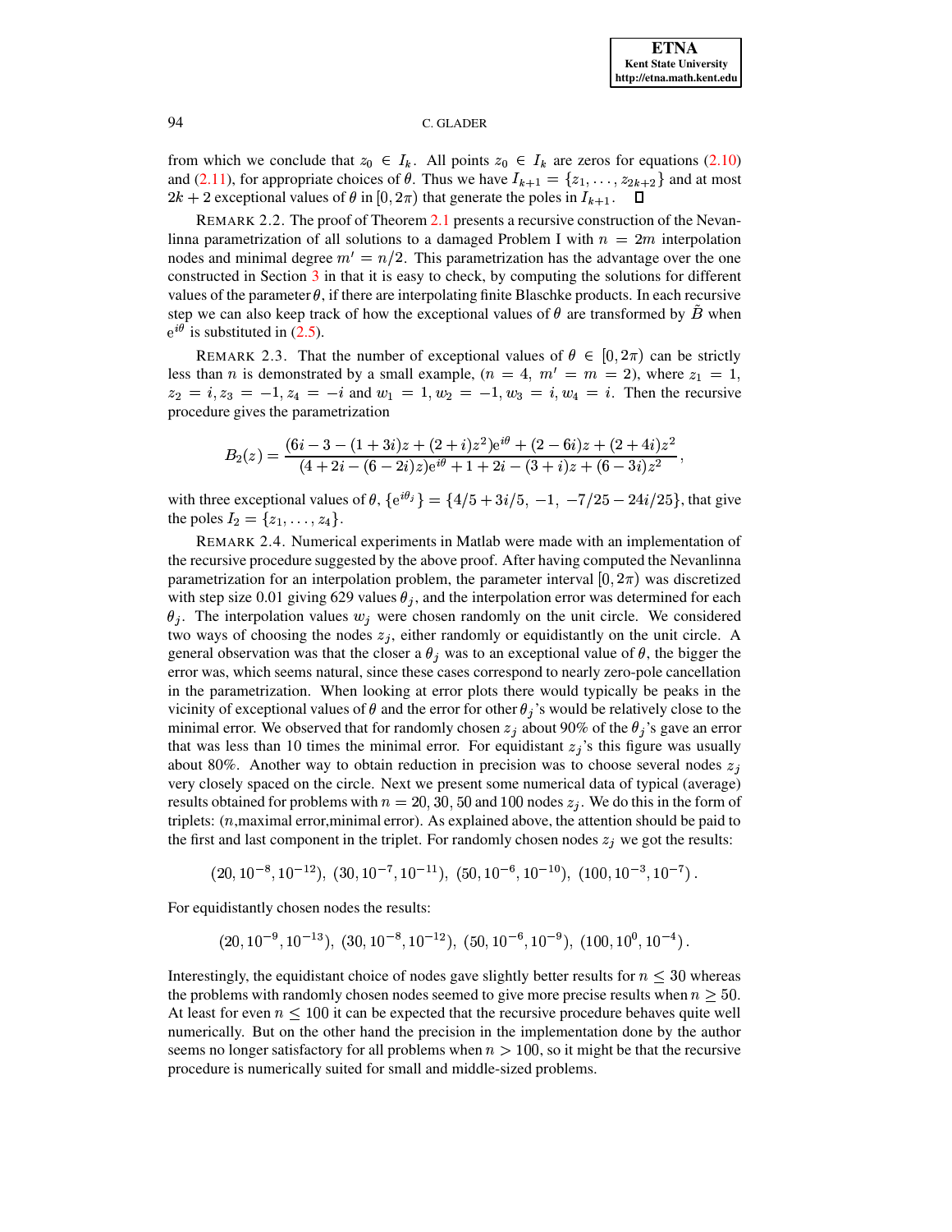from which we conclude that $z_0 \in I_k$. All points $z_0 \in I_k$ are zeros for equations (2.10) and (2.11), for appropriate choices of $\theta$. Thus we have $I_{k+1} = \{z_1, \ldots, z_{2k+2}\}$ and at most $2k+2$ exceptional values of $\theta$ in $[0, 2\pi)$ that generate the poles in $I_{k+1}$. $\square$

REMARK 2.2. The proof of Theorem 2.1 presents a recursive construction of the Nevanlinna parametrization of all solutions to a damaged Problem I with $n = 2m$ interpolation nodes and minimal degree $m' = n/2$. This parametrization has the advantage over the one constructed in Section 3 in that it is easy to check, by computing the solutions for different values of the parameter $\theta$, if there are interpolating finite Blaschke products. In each recursive step we can also keep track of how the exceptional values of $\theta$ are transformed by $\tilde{B}$ when $\mathrm{e}^{i\theta}$ is substituted in (2.5).

REMARK 2.3. That the number of exceptional values of $\theta \in [0, 2\pi)$ can be strictly less than $n$ is demonstrated by a small example, ($n = 4$, $m' = m = 2$), where $z_1 = 1$, $z_2 = i, z_3 = -1, z_4 = -i$ and $w_1 = 1, w_2 = -1, w_3 = i, w_4 = i$. Then the recursive procedure gives the parametrization

$$B_2(z) = \frac{(6i - 3 - (1+3i)z + (2+i)z^2)\mathrm{e}^{i\theta} + (2-6i)z + (2+4i)z^2}{(4+2i - (6-2i)z)\mathrm{e}^{i\theta} + 1 + 2i - (3+i)z + (6-3i)z^2},$$

with three exceptional values of $\theta$, $\{\mathrm{e}^{i\theta_j}\} = \{4/5 + 3i/5,\ -1,\ -7/25 - 24i/25\}$, that give the poles $I_2 = \{z_1, \ldots, z_4\}$.

REMARK 2.4. Numerical experiments in Matlab were made with an implementation of the recursive procedure suggested by the above proof. After having computed the Nevanlinna parametrization for an interpolation problem, the parameter interval $[0, 2\pi)$ was discretized with step size 0.01 giving 629 values $\theta_j$, and the interpolation error was determined for each $\theta_j$. The interpolation values $w_j$ were chosen randomly on the unit circle. We considered two ways of choosing the nodes $z_j$, either randomly or equidistantly on the unit circle. A general observation was that the closer a $\theta_j$ was to an exceptional value of $\theta$, the bigger the error was, which seems natural, since these cases correspond to nearly zero-pole cancellation in the parametrization. When looking at error plots there would typically be peaks in the vicinity of exceptional values of $\theta$ and the error for other $\theta_j$'s would be relatively close to the minimal error. We observed that for randomly chosen $z_j$ about 90% of the $\theta_j$'s gave an error that was less than 10 times the minimal error. For equidistant $z_j$'s this figure was usually about 80%. Another way to obtain reduction in precision was to choose several nodes $z_j$ very closely spaced on the circle. Next we present some numerical data of typical (average) results obtained for problems with $n = 20, 30, 50$ and $100$ nodes $z_j$. We do this in the form of triplets: ($n$,maximal error,minimal error). As explained above, the attention should be paid to the first and last component in the triplet. For randomly chosen nodes $z_j$ we got the results:

$$(20, 10^{-8}, 10^{-12}),\ (30, 10^{-7}, 10^{-11}),\ (50, 10^{-6}, 10^{-10}),\ (100, 10^{-3}, 10^{-7}).$$

For equidistantly chosen nodes the results:

$$(20, 10^{-9}, 10^{-13}),\ (30, 10^{-8}, 10^{-12}),\ (50, 10^{-6}, 10^{-9}),\ (100, 10^{0}, 10^{-4}).$$

Interestingly, the equidistant choice of nodes gave slightly better results for $n \leq 30$ whereas the problems with randomly chosen nodes seemed to give more precise results when $n \geq 50$. At least for even $n \leq 100$ it can be expected that the recursive procedure behaves quite well numerically. But on the other hand the precision in the implementation done by the author seems no longer satisfactory for all problems when $n > 100$, so it might be that the recursive procedure is numerically suited for small and middle-sized problems.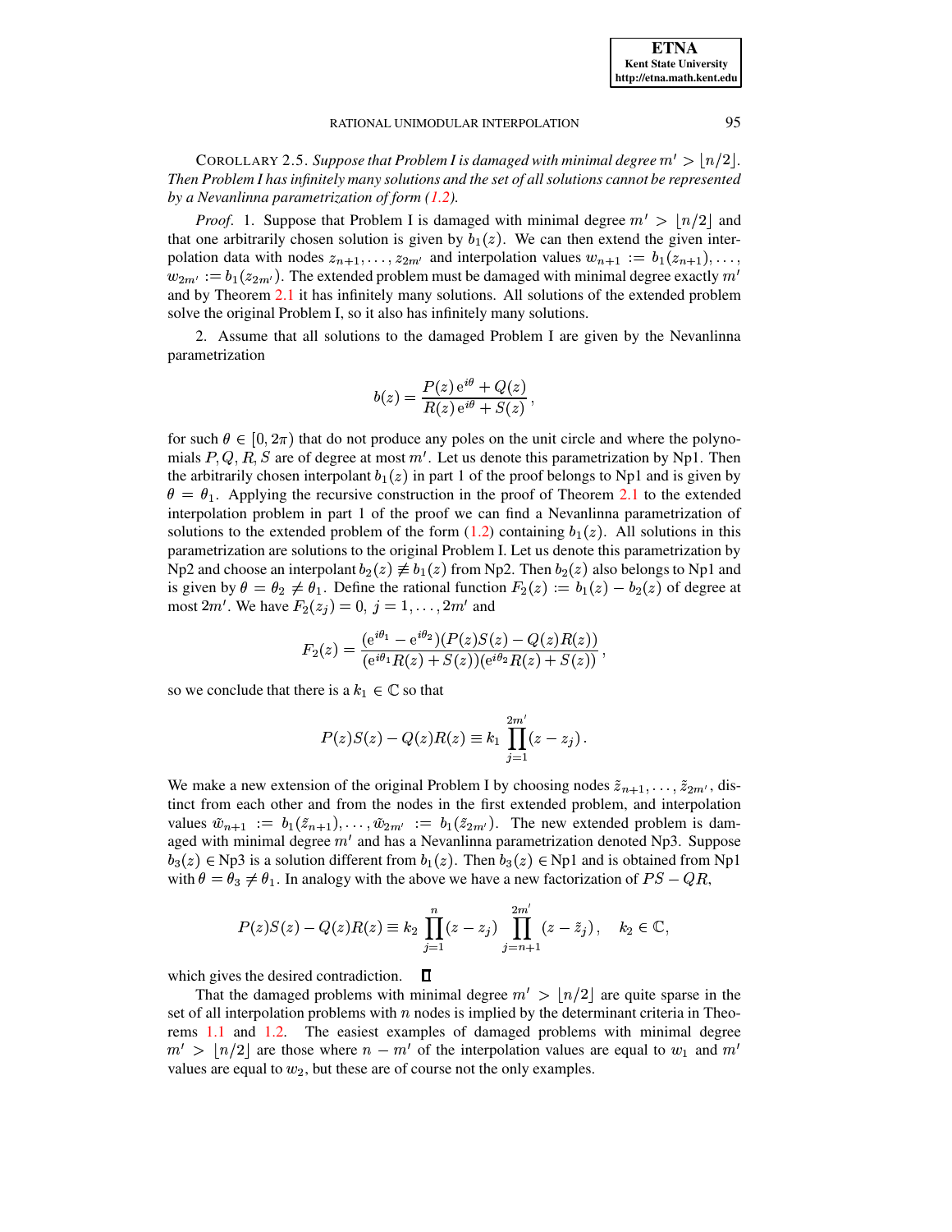COROLLARY 2.5. *Suppose that Problem I is damaged with minimal degree $m' > \lfloor n/2 \rfloor$. Then Problem I has infinitely many solutions and the set of all solutions cannot be represented by a Nevanlinna parametrization of form (1.2).*

*Proof*. 1. Suppose that Problem I is damaged with minimal degree $m' > \lfloor n/2 \rfloor$ and that one arbitrarily chosen solution is given by $b_1(z)$. We can then extend the given interpolation data with nodes $z_{n+1}, \ldots, z_{2m'}$ and interpolation values $w_{n+1} := b_1(z_{n+1}), \ldots, w_{2m'} := b_1(z_{2m'})$. The extended problem must be damaged with minimal degree exactly $m'$ and by Theorem 2.1 it has infinitely many solutions. All solutions of the extended problem solve the original Problem I, so it also has infinitely many solutions.

2. Assume that all solutions to the damaged Problem I are given by the Nevanlinna parametrization

$$b(z) = \frac{P(z)\,\mathrm{e}^{i\theta} + Q(z)}{R(z)\,\mathrm{e}^{i\theta} + S(z)}\,,$$

for such $\theta \in [0, 2\pi)$ that do not produce any poles on the unit circle and where the polynomials $P, Q, R, S$ are of degree at most $m'$. Let us denote this parametrization by Np1. Then the arbitrarily chosen interpolant $b_1(z)$ in part 1 of the proof belongs to Np1 and is given by $\theta = \theta_1$. Applying the recursive construction in the proof of Theorem 2.1 to the extended interpolation problem in part 1 of the proof we can find a Nevanlinna parametrization of solutions to the extended problem of the form (1.2) containing $b_1(z)$. All solutions in this parametrization are solutions to the original Problem I. Let us denote this parametrization by Np2 and choose an interpolant $b_2(z) \not\equiv b_1(z)$ from Np2. Then $b_2(z)$ also belongs to Np1 and is given by $\theta = \theta_2 \neq \theta_1$. Define the rational function $F_2(z) := b_1(z) - b_2(z)$ of degree at most $2m'$. We have $F_2(z_j) = 0$, $j = 1, \ldots, 2m'$ and

$$F_2(z) = \frac{(\mathrm{e}^{i\theta_1} - \mathrm{e}^{i\theta_2})(P(z)S(z) - Q(z)R(z))}{(\mathrm{e}^{i\theta_1}R(z) + S(z))(\mathrm{e}^{i\theta_2}R(z) + S(z))}\,,$$

so we conclude that there is a $k_1 \in \mathbb{C}$ so that

$$P(z)S(z) - Q(z)R(z) \equiv k_1 \prod_{j=1}^{2m'} (z - z_j)\,.$$

We make a new extension of the original Problem I by choosing nodes $\tilde{z}_{n+1}, \ldots, \tilde{z}_{2m'}$, distinct from each other and from the nodes in the first extended problem, and interpolation values $\tilde{w}_{n+1} := b_1(\tilde{z}_{n+1}), \ldots, \tilde{w}_{2m'} := b_1(\tilde{z}_{2m'})$. The new extended problem is damaged with minimal degree $m'$ and has a Nevanlinna parametrization denoted Np3. Suppose $b_3(z) \in$ Np3 is a solution different from $b_1(z)$. Then $b_3(z) \in$ Np1 and is obtained from Np1 with $\theta = \theta_3 \neq \theta_1$. In analogy with the above we have a new factorization of $PS - QR$,

$$P(z)S(z) - Q(z)R(z) \equiv k_2 \prod_{j=1}^{n} (z - z_j) \prod_{j=n+1}^{2m'} (z - \tilde{z}_j)\,, \quad k_2 \in \mathbb{C},$$

which gives the desired contradiction. ∎

That the damaged problems with minimal degree $m' > \lfloor n/2 \rfloor$ are quite sparse in the set of all interpolation problems with $n$ nodes is implied by the determinant criteria in Theorems 1.1 and 1.2. The easiest examples of damaged problems with minimal degree $m' > \lfloor n/2 \rfloor$ are those where $n - m'$ of the interpolation values are equal to $w_1$ and $m'$ values are equal to $w_2$, but these are of course not the only examples.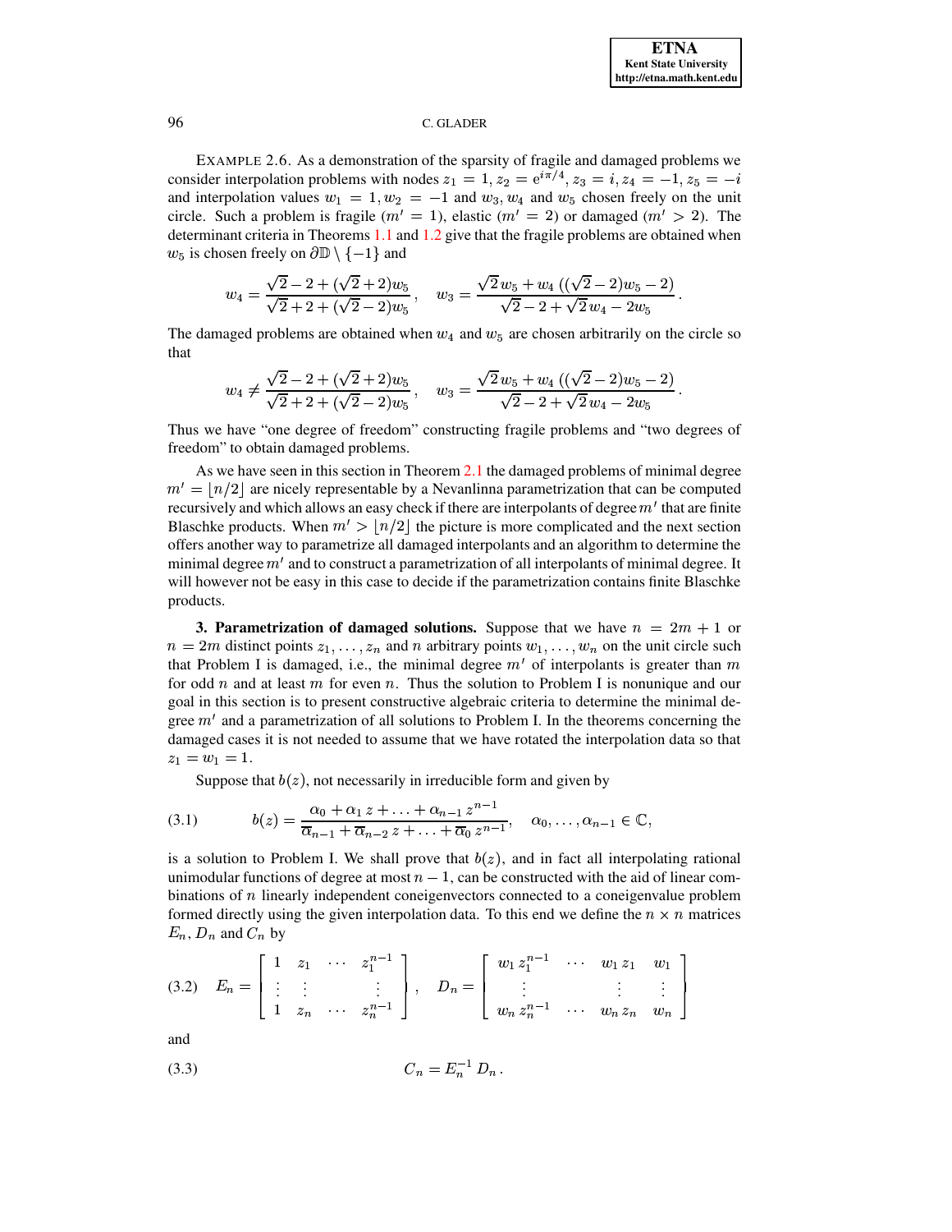EXAMPLE 2.6. As a demonstration of the sparsity of fragile and damaged problems we consider interpolation problems with nodes $z_1 = 1, z_2 = e^{i\pi/4}, z_3 = i, z_4 = -1, z_5 = -i$ and interpolation values $w_1 = 1, w_2 = -1$ and $w_3, w_4$ and $w_5$ chosen freely on the unit circle. Such a problem is fragile ($m' = 1$), elastic ($m' = 2$) or damaged ($m' > 2$). The determinant criteria in Theorems 1.1 and 1.2 give that the fragile problems are obtained when $w_5$ is chosen freely on $\partial\mathbb{D} \setminus \{-1\}$ and

$$w_4 = \frac{\sqrt{2} - 2 + (\sqrt{2} + 2)w_5}{\sqrt{2} + 2 + (\sqrt{2} - 2)w_5}, \quad w_3 = \frac{\sqrt{2}\, w_5 + w_4\left((\sqrt{2} - 2)w_5 - 2\right)}{\sqrt{2} - 2 + \sqrt{2}\, w_4 - 2w_5}.$$

The damaged problems are obtained when $w_4$ and $w_5$ are chosen arbitrarily on the circle so that

$$w_4 \neq \frac{\sqrt{2} - 2 + (\sqrt{2} + 2)w_5}{\sqrt{2} + 2 + (\sqrt{2} - 2)w_5}, \quad w_3 = \frac{\sqrt{2}\, w_5 + w_4\left((\sqrt{2} - 2)w_5 - 2\right)}{\sqrt{2} - 2 + \sqrt{2}\, w_4 - 2w_5}.$$

Thus we have "one degree of freedom" constructing fragile problems and "two degrees of freedom" to obtain damaged problems.

As we have seen in this section in Theorem 2.1 the damaged problems of minimal degree $m' = \lfloor n/2 \rfloor$ are nicely representable by a Nevanlinna parametrization that can be computed recursively and which allows an easy check if there are interpolants of degree $m'$ that are finite Blaschke products. When $m' > \lfloor n/2 \rfloor$ the picture is more complicated and the next section offers another way to parametrize all damaged interpolants and an algorithm to determine the minimal degree $m'$ and to construct a parametrization of all interpolants of minimal degree. It will however not be easy in this case to decide if the parametrization contains finite Blaschke products.

## 3. Parametrization of damaged solutions.

Suppose that we have $n = 2m + 1$ or $n = 2m$ distinct points $z_1, \ldots, z_n$ and $n$ arbitrary points $w_1, \ldots, w_n$ on the unit circle such that Problem I is damaged, i.e., the minimal degree $m'$ of interpolants is greater than $m$ for odd $n$ and at least $m$ for even $n$. Thus the solution to Problem I is nonunique and our goal in this section is to present constructive algebraic criteria to determine the minimal degree $m'$ and a parametrization of all solutions to Problem I. In the theorems concerning the damaged cases it is not needed to assume that we have rotated the interpolation data so that $z_1 = w_1 = 1$.

Suppose that $b(z)$, not necessarily in irreducible form and given by

$$b(z) = \frac{\alpha_0 + \alpha_1 z + \ldots + \alpha_{n-1} z^{n-1}}{\overline{\alpha}_{n-1} + \overline{\alpha}_{n-2} z + \ldots + \overline{\alpha}_0 z^{n-1}}, \quad \alpha_0, \ldots, \alpha_{n-1} \in \mathbb{C}, \tag{3.1}$$

is a solution to Problem I. We shall prove that $b(z)$, and in fact all interpolating rational unimodular functions of degree at most $n - 1$, can be constructed with the aid of linear combinations of $n$ linearly independent coneigenvectors connected to a coneigenvalue problem formed directly using the given interpolation data. To this end we define the $n \times n$ matrices $E_n$, $D_n$ and $C_n$ by

$$E_n = \begin{bmatrix} 1 & z_1 & \cdots & z_1^{n-1} \\ \vdots & \vdots & & \vdots \\ 1 & z_n & \cdots & z_n^{n-1} \end{bmatrix}, \quad D_n = \begin{bmatrix} w_1 z_1^{n-1} & \cdots & w_1 z_1 & w_1 \\ \vdots & & \vdots & \vdots \\ w_n z_n^{n-1} & \cdots & w_n z_n & w_n \end{bmatrix} \tag{3.2}$$

and

$$C_n = E_n^{-1} D_n. \tag{3.3}$$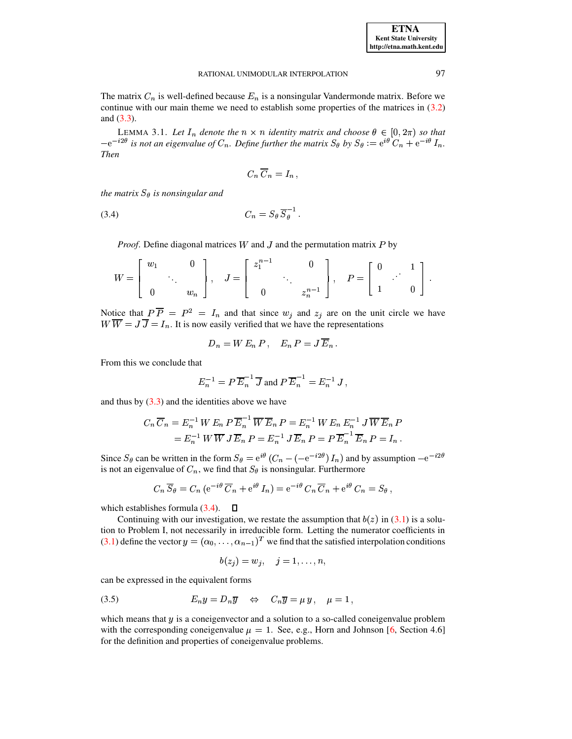The matrix $C_n$ is well-defined because $E_n$ is a nonsingular Vandermonde matrix. Before we continue with our main theme we need to establish some properties of the matrices in (3.2) and (3.3).

LEMMA 3.1. *Let $I_n$ denote the $n \times n$ identity matrix and choose $\theta \in [0, 2\pi)$ so that $-\mathrm{e}^{-i2\theta}$ is not an eigenvalue of $C_n$. Define further the matrix $S_\theta$ by $S_\theta := \mathrm{e}^{i\theta}\, C_n + \mathrm{e}^{-i\theta}\, I_n$. Then*

$$C_n\, \overline{C}_n = I_n\,,$$

*the matrix $S_\theta$ is nonsingular and*

$$C_n = S_\theta\, \overline{S}_\theta^{-1}\,. \tag{3.4}$$

*Proof.* Define diagonal matrices $W$ and $J$ and the permutation matrix $P$ by

$$W = \begin{bmatrix} w_1 & & 0 \\ & \ddots & \\ 0 & & w_n \end{bmatrix}, \quad J = \begin{bmatrix} z_1^{n-1} & & 0 \\ & \ddots & \\ 0 & & z_n^{n-1} \end{bmatrix}, \quad P = \begin{bmatrix} 0 & & 1 \\ & \cdot^{\cdot^{\cdot}} & \\ 1 & & 0 \end{bmatrix}.$$

Notice that $P\,\overline{P} = P^2 = I_n$ and that since $w_j$ and $z_j$ are on the unit circle we have $W\,\overline{W} = J\,\overline{J} = I_n$. It is now easily verified that we have the representations

$$D_n = W\, E_n\, P\,, \quad E_n\, P = J\, \overline{E}_n\,.$$

From this we conclude that

$$E_n^{-1} = P\, \overline{E}_n^{-1}\, \overline{J} \text{ and } P\, \overline{E}_n^{-1} = E_n^{-1}\, J\,,$$

and thus by (3.3) and the identities above we have

$$\begin{aligned} C_n\, \overline{C}_n &= E_n^{-1}\, W\, E_n\, P\, \overline{E}_n^{-1}\, \overline{W}\, \overline{E}_n\, P = E_n^{-1}\, W\, E_n\, E_n^{-1}\, J\, \overline{W}\, \overline{E}_n\, P \\ &= E_n^{-1}\, W\, \overline{W}\, J\, \overline{E}_n\, P = E_n^{-1}\, J\, \overline{E}_n\, P = P\, \overline{E}_n^{-1}\, \overline{E}_n\, P = I_n\,. \end{aligned}$$

Since $S_\theta$ can be written in the form $S_\theta = \mathrm{e}^{i\theta}\,(C_n - (-\mathrm{e}^{-i2\theta})\, I_n)$ and by assumption $-\mathrm{e}^{-i2\theta}$ is not an eigenvalue of $C_n$, we find that $S_\theta$ is nonsingular. Furthermore

$$C_n\, \overline{S}_\theta = C_n\, (\mathrm{e}^{-i\theta}\, \overline{C}_n + \mathrm{e}^{i\theta}\, I_n) = \mathrm{e}^{-i\theta}\, C_n\, \overline{C}_n + \mathrm{e}^{i\theta}\, C_n = S_\theta\,,$$

which establishes formula (3.4). $\square$

Continuing with our investigation, we restate the assumption that $b(z)$ in (3.1) is a solution to Problem I, not necessarily in irreducible form. Letting the numerator coefficients in (3.1) define the vector $y = (\alpha_0, \ldots, \alpha_{n-1})^T$ we find that the satisfied interpolation conditions

$$b(z_j) = w_j, \quad j = 1, \ldots, n,$$

can be expressed in the equivalent forms

$$E_n y = D_n \overline{y} \quad \Leftrightarrow \quad C_n \overline{y} = \mu\, y\,, \quad \mu = 1\,, \tag{3.5}$$

which means that $y$ is a coneigenvector and a solution to a so-called coneigenvalue problem with the corresponding coneigenvalue $\mu = 1$. See, e.g., Horn and Johnson [6, Section 4.6] for the definition and properties of coneigenvalue problems.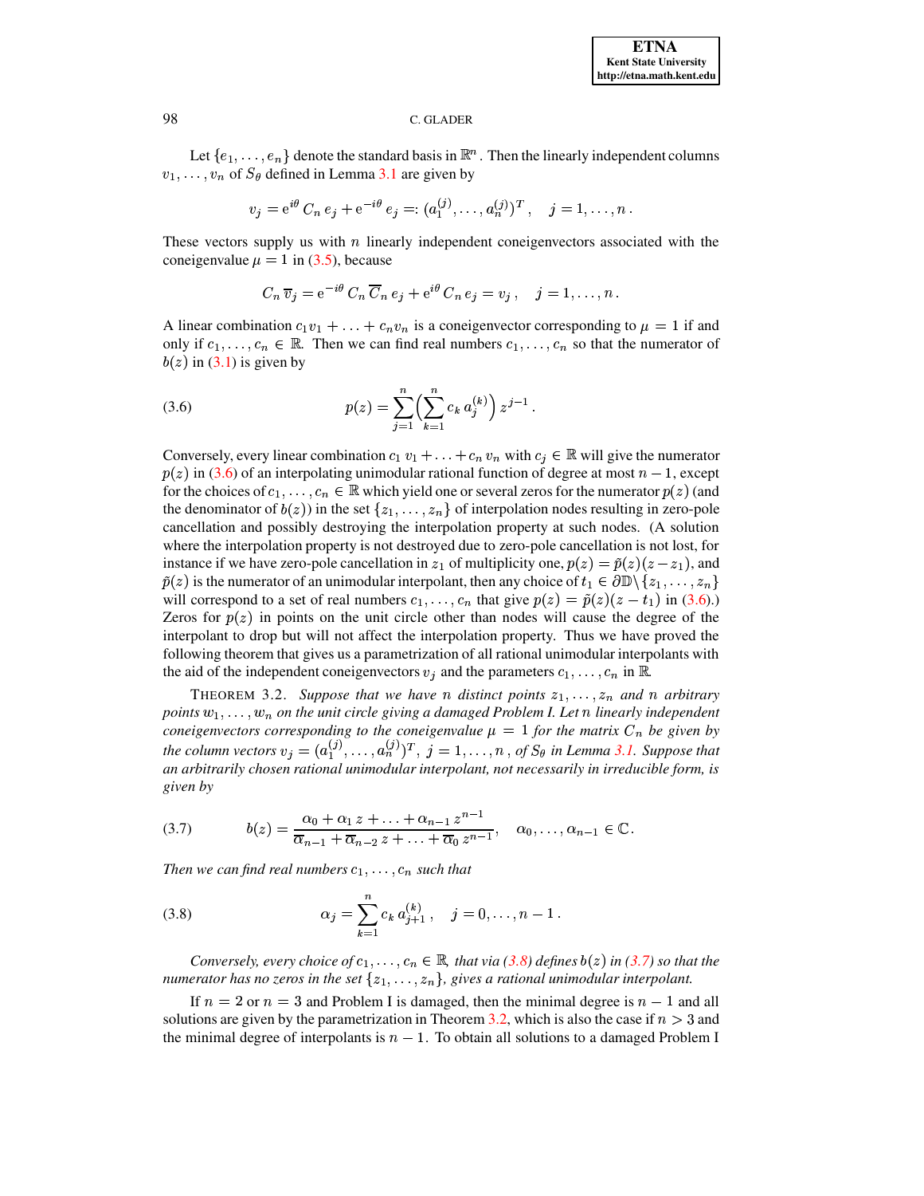Let $\{e_1, \ldots, e_n\}$ denote the standard basis in $\mathbb{R}^n$. Then the linearly independent columns $v_1, \ldots, v_n$ of $S_\theta$ defined in Lemma 3.1 are given by

$$v_j = \mathrm{e}^{i\theta}\, C_n\, e_j + \mathrm{e}^{-i\theta}\, e_j =: (a_1^{(j)}, \ldots, a_n^{(j)})^T\,, \quad j = 1, \ldots, n\,.$$

These vectors supply us with $n$ linearly independent coneigenvectors associated with the coneigenvalue $\mu = 1$ in (3.5), because

$$C_n\, \overline{v}_j = \mathrm{e}^{-i\theta}\, C_n\, \overline{C}_n\, e_j + \mathrm{e}^{i\theta}\, C_n\, e_j = v_j\,, \quad j = 1, \ldots, n\,.$$

A linear combination $c_1 v_1 + \ldots + c_n v_n$ is a coneigenvector corresponding to $\mu = 1$ if and only if $c_1, \ldots, c_n \in \mathbb{R}$. Then we can find real numbers $c_1, \ldots, c_n$ so that the numerator of $b(z)$ in (3.1) is given by

$$p(z) = \sum_{j=1}^{n} \Big( \sum_{k=1}^{n} c_k\, a_j^{(k)} \Big)\, z^{j-1}\,. \tag{3.6}$$

Conversely, every linear combination $c_1\, v_1 + \ldots + c_n\, v_n$ with $c_j \in \mathbb{R}$ will give the numerator $p(z)$ in (3.6) of an interpolating unimodular rational function of degree at most $n-1$, except for the choices of $c_1, \ldots, c_n \in \mathbb{R}$ which yield one or several zeros for the numerator $p(z)$ (and the denominator of $b(z)$) in the set $\{z_1, \ldots, z_n\}$ of interpolation nodes resulting in zero-pole cancellation and possibly destroying the interpolation property at such nodes. (A solution where the interpolation property is not destroyed due to zero-pole cancellation is not lost, for instance if we have zero-pole cancellation in $z_1$ of multiplicity one, $p(z) = \tilde{p}(z)(z - z_1)$, and $\tilde{p}(z)$ is the numerator of an unimodular interpolant, then any choice of $t_1 \in \partial\mathbb{D} \backslash \{z_1, \ldots, z_n\}$ will correspond to a set of real numbers $c_1, \ldots, c_n$ that give $p(z) = \tilde{p}(z)(z - t_1)$ in (3.6).) Zeros for $p(z)$ in points on the unit circle other than nodes will cause the degree of the interpolant to drop but will not affect the interpolation property. Thus we have proved the following theorem that gives us a parametrization of all rational unimodular interpolants with the aid of the independent coneigenvectors $v_j$ and the parameters $c_1, \ldots, c_n$ in $\mathbb{R}$.

THEOREM 3.2. *Suppose that we have $n$ distinct points $z_1, \ldots, z_n$ and $n$ arbitrary points $w_1, \ldots, w_n$ on the unit circle giving a damaged Problem I. Let $n$ linearly independent coneigenvectors corresponding to the coneigenvalue $\mu = 1$ for the matrix $C_n$ be given by the column vectors $v_j = (a_1^{(j)}, \ldots, a_n^{(j)})^T$, $j = 1, \ldots, n$, of $S_\theta$ in Lemma 3.1. Suppose that an arbitrarily chosen rational unimodular interpolant, not necessarily in irreducible form, is given by*

$$b(z) = \frac{\alpha_0 + \alpha_1\, z + \ldots + \alpha_{n-1}\, z^{n-1}}{\overline{\alpha}_{n-1} + \overline{\alpha}_{n-2}\, z + \ldots + \overline{\alpha}_0\, z^{n-1}}, \quad \alpha_0, \ldots, \alpha_{n-1} \in \mathbb{C}. \tag{3.7}$$

*Then we can find real numbers $c_1, \ldots, c_n$ such that*

$$\alpha_j = \sum_{k=1}^{n} c_k\, a_{j+1}^{(k)}\,, \quad j = 0, \ldots, n-1\,. \tag{3.8}$$

*Conversely, every choice of $c_1, \ldots, c_n \in \mathbb{R}$, that via (3.8) defines $b(z)$ in (3.7) so that the numerator has no zeros in the set $\{z_1, \ldots, z_n\}$, gives a rational unimodular interpolant.*

If $n = 2$ or $n = 3$ and Problem I is damaged, then the minimal degree is $n - 1$ and all solutions are given by the parametrization in Theorem 3.2, which is also the case if $n > 3$ and the minimal degree of interpolants is $n - 1$. To obtain all solutions to a damaged Problem I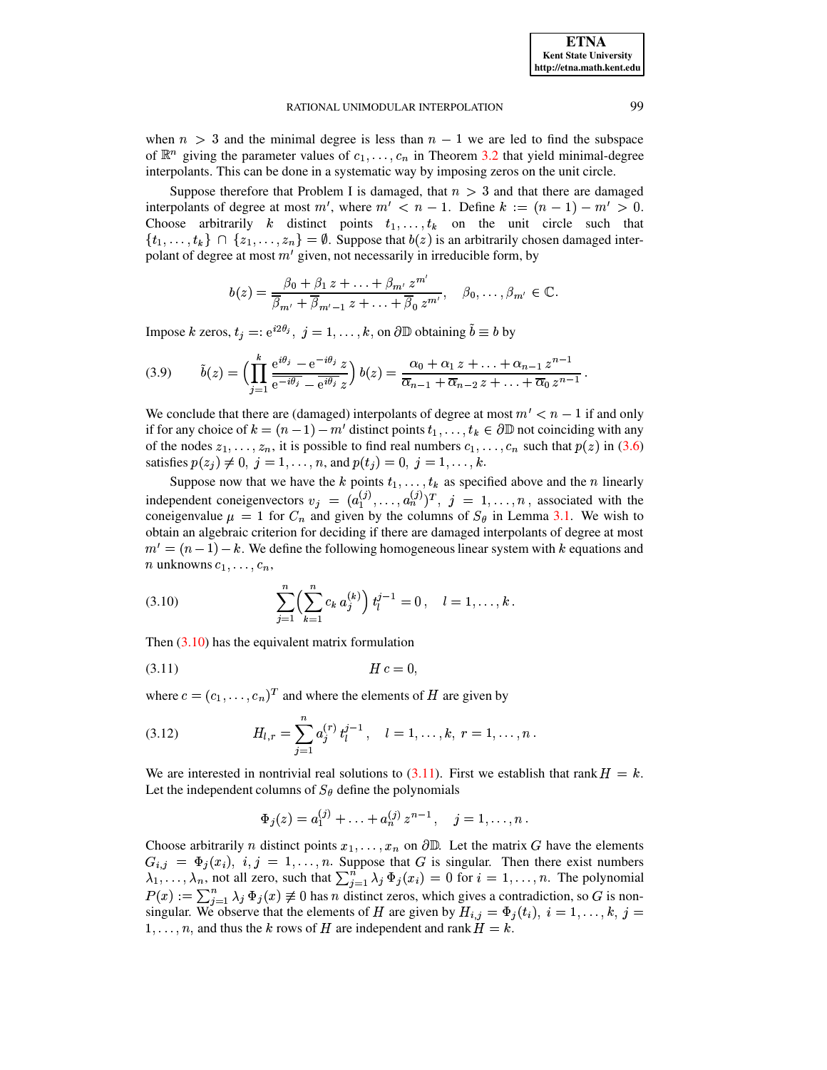when $n > 3$ and the minimal degree is less than $n-1$ we are led to find the subspace of $\mathbb{R}^n$ giving the parameter values of $c_1, \ldots, c_n$ in Theorem 3.2 that yield minimal-degree interpolants. This can be done in a systematic way by imposing zeros on the unit circle.

Suppose therefore that Problem I is damaged, that $n > 3$ and that there are damaged interpolants of degree at most $m'$, where $m' < n-1$. Define $k := (n-1) - m' > 0$. Choose arbitrarily $k$ distinct points $t_1, \ldots, t_k$ on the unit circle such that $\{t_1, \ldots, t_k\} \cap \{z_1, \ldots, z_n\} = \emptyset$. Suppose that $b(z)$ is an arbitrarily chosen damaged interpolant of degree at most $m'$ given, not necessarily in irreducible form, by

$$b(z) = \frac{\beta_0 + \beta_1 z + \ldots + \beta_{m'} z^{m'}}{\overline{\beta}_{m'} + \overline{\beta}_{m'-1} z + \ldots + \overline{\beta}_0 z^{m'}}, \quad \beta_0, \ldots, \beta_{m'} \in \mathbb{C}.$$

Impose $k$ zeros, $t_j =: \mathrm{e}^{i2\theta_j}, \ j = 1, \ldots, k$, on $\partial\mathbb{D}$ obtaining $\tilde{b} \equiv b$ by

$$\tilde{b}(z) = \Big( \prod_{j=1}^{k} \frac{\mathrm{e}^{i\theta_j} - \mathrm{e}^{-i\theta_j} z}{\overline{\mathrm{e}^{-i\theta_j}} - \overline{\mathrm{e}^{i\theta_j}} z} \Big) b(z) = \frac{\alpha_0 + \alpha_1 z + \ldots + \alpha_{n-1} z^{n-1}}{\overline{\alpha}_{n-1} + \overline{\alpha}_{n-2} z + \ldots + \overline{\alpha}_0 z^{n-1}}. \tag{3.9}$$

We conclude that there are (damaged) interpolants of degree at most $m' < n-1$ if and only if for any choice of $k = (n-1) - m'$ distinct points $t_1, \ldots, t_k \in \partial\mathbb{D}$ not coinciding with any of the nodes $z_1, \ldots, z_n$, it is possible to find real numbers $c_1, \ldots, c_n$ such that $p(z)$ in (3.6) satisfies $p(z_j) \neq 0, \ j = 1, \ldots, n$, and $p(t_j) = 0, \ j = 1, \ldots, k$.

Suppose now that we have the $k$ points $t_1, \ldots, t_k$ as specified above and the $n$ linearly independent coneigenvectors $v_j = (a_1^{(j)}, \ldots, a_n^{(j)})^T, \ j = 1, \ldots, n$, associated with the coneigenvalue $\mu = 1$ for $C_n$ and given by the columns of $S_\theta$ in Lemma 3.1. We wish to obtain an algebraic criterion for deciding if there are damaged interpolants of degree at most $m' = (n-1) - k$. We define the following homogeneous linear system with $k$ equations and $n$ unknowns $c_1, \ldots, c_n$,

$$\sum_{j=1}^{n} \Big( \sum_{k=1}^{n} c_k \, a_j^{(k)} \Big) t_l^{j-1} = 0, \quad l = 1, \ldots, k. \tag{3.10}$$

Then (3.10) has the equivalent matrix formulation

$$H\, c = 0, \tag{3.11}$$

where $c = (c_1, \ldots, c_n)^T$ and where the elements of $H$ are given by

$$H_{l,r} = \sum_{j=1}^{n} a_j^{(r)} \, t_l^{j-1}, \quad l = 1, \ldots, k, \ r = 1, \ldots, n. \tag{3.12}$$

We are interested in nontrivial real solutions to (3.11). First we establish that rank $H = k$. Let the independent columns of $S_\theta$ define the polynomials

$$\Phi_j(z) = a_1^{(j)} + \ldots + a_n^{(j)} z^{n-1}, \quad j = 1, \ldots, n.$$

Choose arbitrarily $n$ distinct points $x_1, \ldots, x_n$ on $\partial\mathbb{D}$. Let the matrix $G$ have the elements $G_{i,j} = \Phi_j(x_i), \ i, j = 1, \ldots, n$. Suppose that $G$ is singular. Then there exist numbers $\lambda_1, \ldots, \lambda_n$, not all zero, such that $\sum_{j=1}^{n} \lambda_j \, \Phi_j(x_i) = 0$ for $i = 1, \ldots, n$. The polynomial $P(x) := \sum_{j=1}^{n} \lambda_j \, \Phi_j(x) \not\equiv 0$ has $n$ distinct zeros, which gives a contradiction, so $G$ is non-singular. We observe that the elements of $H$ are given by $H_{i,j} = \Phi_j(t_i), \ i = 1, \ldots, k, \ j = 1, \ldots, n$, and thus the $k$ rows of $H$ are independent and rank $H = k$.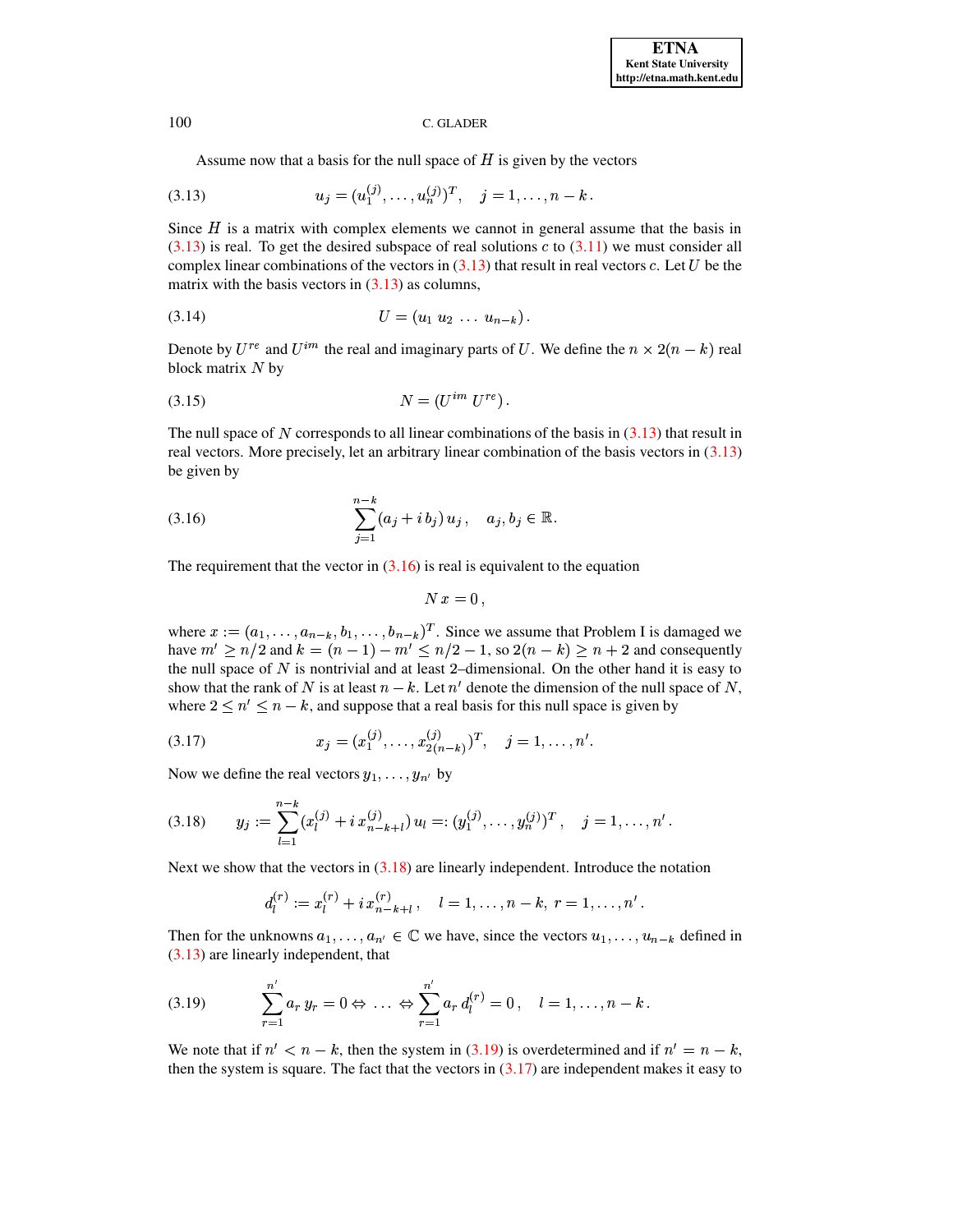Assume now that a basis for the null space of $H$ is given by the vectors

$$u_j = (u_1^{(j)}, \ldots, u_n^{(j)})^T, \quad j = 1, \ldots, n-k. \tag{3.13}$$

Since $H$ is a matrix with complex elements we cannot in general assume that the basis in (3.13) is real. To get the desired subspace of real solutions $c$ to (3.11) we must consider all complex linear combinations of the vectors in (3.13) that result in real vectors $c$. Let $U$ be the matrix with the basis vectors in (3.13) as columns,

$$U = (u_1 \; u_2 \; \ldots \; u_{n-k}). \tag{3.14}$$

Denote by $U^{re}$ and $U^{im}$ the real and imaginary parts of $U$. We define the $n \times 2(n-k)$ real block matrix $N$ by

$$N = (U^{im} \; U^{re}). \tag{3.15}$$

The null space of $N$ corresponds to all linear combinations of the basis in (3.13) that result in real vectors. More precisely, let an arbitrary linear combination of the basis vectors in (3.13) be given by

$$\sum_{j=1}^{n-k} (a_j + i\, b_j)\, u_j, \quad a_j, b_j \in \mathbb{R}. \tag{3.16}$$

The requirement that the vector in (3.16) is real is equivalent to the equation

$$N\,x = 0,$$

where $x := (a_1, \ldots, a_{n-k}, b_1, \ldots, b_{n-k})^T$. Since we assume that Problem I is damaged we have $m' \geq n/2$ and $k = (n-1) - m' \leq n/2 - 1$, so $2(n-k) \geq n+2$ and consequently the null space of $N$ is nontrivial and at least 2–dimensional. On the other hand it is easy to show that the rank of $N$ is at least $n-k$. Let $n'$ denote the dimension of the null space of $N$, where $2 \leq n' \leq n-k$, and suppose that a real basis for this null space is given by

$$x_j = (x_1^{(j)}, \ldots, x_{2(n-k)}^{(j)})^T, \quad j = 1, \ldots, n'. \tag{3.17}$$

Now we define the real vectors $y_1, \ldots, y_{n'}$ by

$$y_j := \sum_{l=1}^{n-k} (x_l^{(j)} + i\, x_{n-k+l}^{(j)})\, u_l =: (y_1^{(j)}, \ldots, y_n^{(j)})^T, \quad j = 1, \ldots, n'. \tag{3.18}$$

Next we show that the vectors in (3.18) are linearly independent. Introduce the notation

$$d_l^{(r)} := x_l^{(r)} + i\, x_{n-k+l}^{(r)}, \quad l = 1, \ldots, n-k, \; r = 1, \ldots, n'.$$

Then for the unknowns $a_1, \ldots, a_{n'} \in \mathbb{C}$ we have, since the vectors $u_1, \ldots, u_{n-k}$ defined in (3.13) are linearly independent, that

$$\sum_{r=1}^{n'} a_r\, y_r = 0 \Leftrightarrow \ldots \Leftrightarrow \sum_{r=1}^{n'} a_r\, d_l^{(r)} = 0, \quad l = 1, \ldots, n-k. \tag{3.19}$$

We note that if $n' < n-k$, then the system in (3.19) is overdetermined and if $n' = n-k$, then the system is square. The fact that the vectors in (3.17) are independent makes it easy to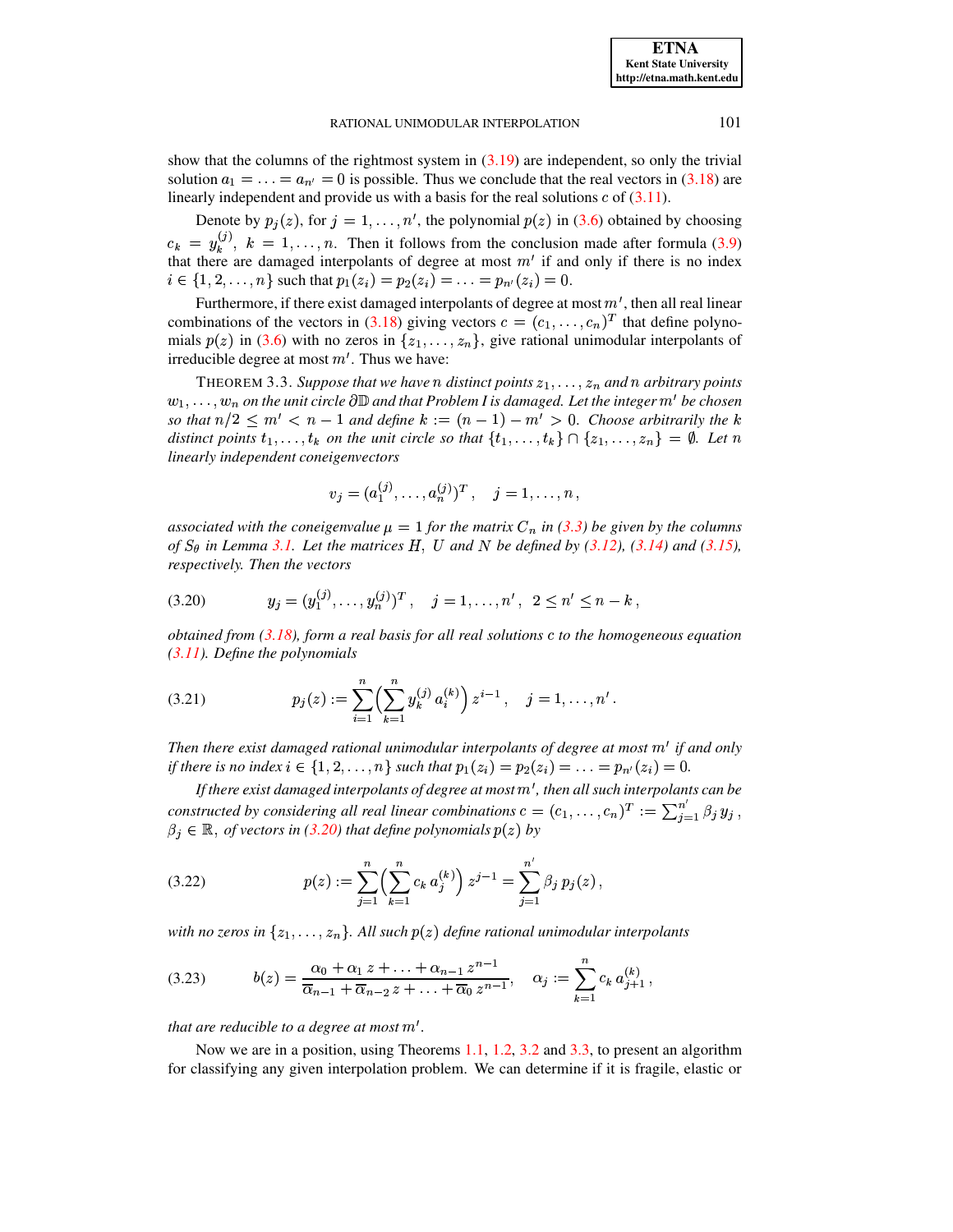show that the columns of the rightmost system in (3.19) are independent, so only the trivial solution $a_1 = \ldots = a_{n'} = 0$ is possible. Thus we conclude that the real vectors in (3.18) are linearly independent and provide us with a basis for the real solutions $c$ of (3.11).

Denote by $p_j(z)$, for $j = 1, \ldots, n'$, the polynomial $p(z)$ in (3.6) obtained by choosing $c_k = y_k^{(j)}$, $k = 1, \ldots, n$. Then it follows from the conclusion made after formula (3.9) that there are damaged interpolants of degree at most $m'$ if and only if there is no index $i \in \{1, 2, \ldots, n\}$ such that $p_1(z_i) = p_2(z_i) = \ldots = p_{n'}(z_i) = 0$.

Furthermore, if there exist damaged interpolants of degree at most $m'$, then all real linear combinations of the vectors in (3.18) giving vectors $c = (c_1, \ldots, c_n)^T$ that define polynomials $p(z)$ in (3.6) with no zeros in $\{z_1, \ldots, z_n\}$, give rational unimodular interpolants of irreducible degree at most $m'$. Thus we have:

THEOREM 3.3. *Suppose that we have $n$ distinct points $z_1, \ldots, z_n$ and $n$ arbitrary points $w_1, \ldots, w_n$ on the unit circle $\partial\mathbb{D}$ and that Problem I is damaged. Let the integer $m'$ be chosen so that $n/2 \leq m' < n-1$ and define $k := (n-1) - m' > 0$. Choose arbitrarily the $k$ distinct points $t_1, \ldots, t_k$ on the unit circle so that $\{t_1, \ldots, t_k\} \cap \{z_1, \ldots, z_n\} = \emptyset$. Let $n$ linearly independent coneigenvectors*

$$v_j = (a_1^{(j)}, \ldots, a_n^{(j)})^T, \quad j = 1, \ldots, n,$$

*associated with the coneigenvalue $\mu = 1$ for the matrix $C_n$ in (3.3) be given by the columns of $S_\theta$ in Lemma 3.1. Let the matrices $H$, $U$ and $N$ be defined by (3.12), (3.14) and (3.15), respectively. Then the vectors*

$$y_j = (y_1^{(j)}, \ldots, y_n^{(j)})^T, \quad j = 1, \ldots, n', \;\; 2 \leq n' \leq n-k, \tag{3.20}$$

*obtained from (3.18), form a real basis for all real solutions $c$ to the homogeneous equation (3.11). Define the polynomials*

$$p_j(z) := \sum_{i=1}^{n} \Big( \sum_{k=1}^{n} y_k^{(j)} a_i^{(k)} \Big) z^{i-1}, \quad j = 1, \ldots, n'. \tag{3.21}$$

*Then there exist damaged rational unimodular interpolants of degree at most $m'$ if and only if there is no index $i \in \{1, 2, \ldots, n\}$ such that $p_1(z_i) = p_2(z_i) = \ldots = p_{n'}(z_i) = 0$.*

*If there exist damaged interpolants of degree at most $m'$, then all such interpolants can be constructed by considering all real linear combinations $c = (c_1, \ldots, c_n)^T := \sum_{j=1}^{n'} \beta_j y_j$, $\beta_j \in \mathbb{R}$, of vectors in (3.20) that define polynomials $p(z)$ by*

$$p(z) := \sum_{j=1}^{n} \Big( \sum_{k=1}^{n} c_k a_j^{(k)} \Big) z^{j-1} = \sum_{j=1}^{n'} \beta_j p_j(z), \tag{3.22}$$

*with no zeros in $\{z_1, \ldots, z_n\}$. All such $p(z)$ define rational unimodular interpolants*

$$b(z) = \frac{\alpha_0 + \alpha_1 z + \ldots + \alpha_{n-1} z^{n-1}}{\overline{\alpha}_{n-1} + \overline{\alpha}_{n-2} z + \ldots + \overline{\alpha}_0 z^{n-1}}, \quad \alpha_j := \sum_{k=1}^{n} c_k a_{j+1}^{(k)}, \tag{3.23}$$

*that are reducible to a degree at most $m'$.*

Now we are in a position, using Theorems 1.1, 1.2, 3.2 and 3.3, to present an algorithm for classifying any given interpolation problem. We can determine if it is fragile, elastic or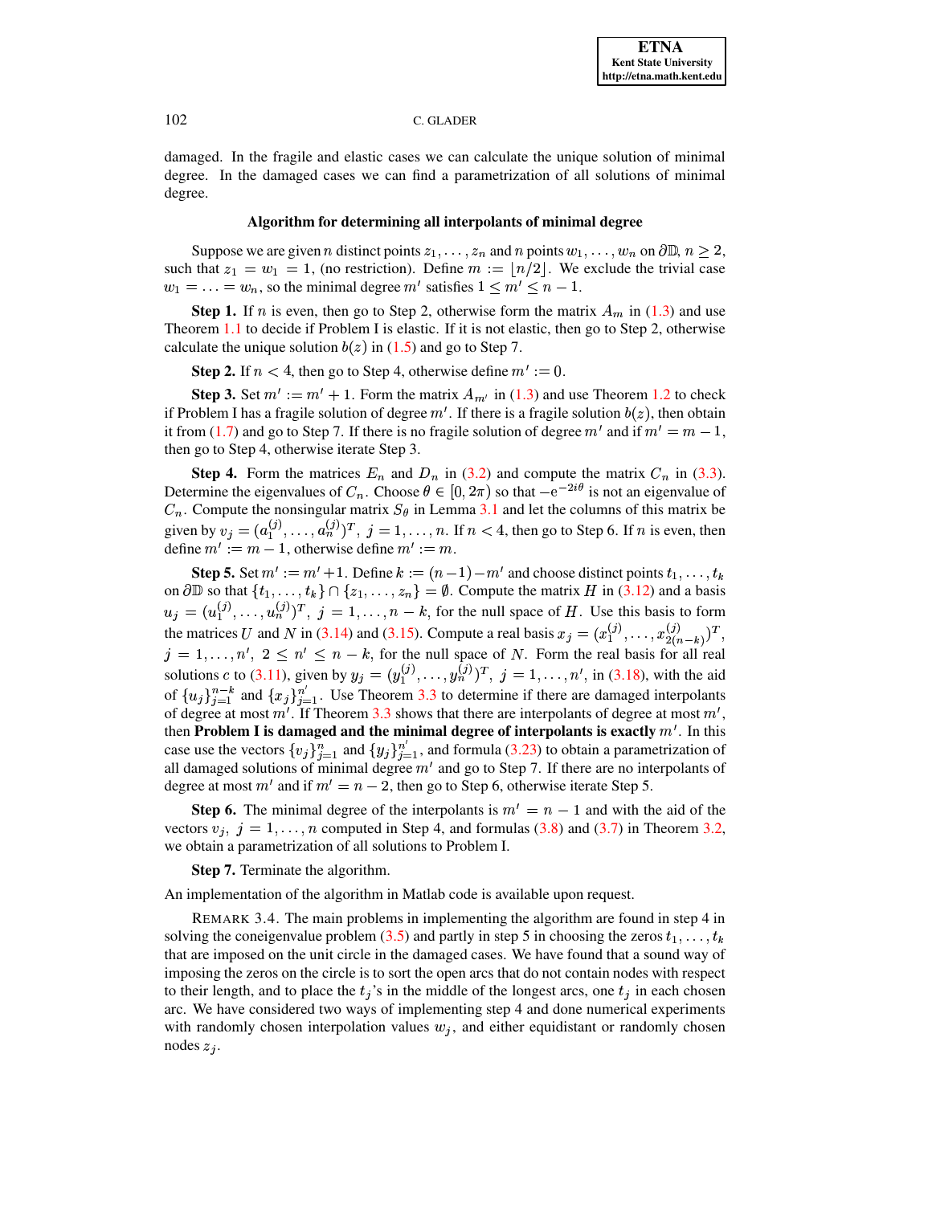damaged. In the fragile and elastic cases we can calculate the unique solution of minimal degree. In the damaged cases we can find a parametrization of all solutions of minimal degree.

**Algorithm for determining all interpolants of minimal degree**

Suppose we are given $n$ distinct points $z_1, \ldots, z_n$ and $n$ points $w_1, \ldots, w_n$ on $\partial\mathbb{D}$, $n \geq 2$, such that $z_1 = w_1 = 1$, (no restriction). Define $m := \lfloor n/2 \rfloor$. We exclude the trivial case $w_1 = \ldots = w_n$, so the minimal degree $m'$ satisfies $1 \leq m' \leq n-1$.

**Step 1.** If $n$ is even, then go to Step 2, otherwise form the matrix $A_m$ in (1.3) and use Theorem 1.1 to decide if Problem I is elastic. If it is not elastic, then go to Step 2, otherwise calculate the unique solution $b(z)$ in (1.5) and go to Step 7.

**Step 2.** If $n < 4$, then go to Step 4, otherwise define $m' := 0$.

**Step 3.** Set $m' := m' + 1$. Form the matrix $A_{m'}$ in (1.3) and use Theorem 1.2 to check if Problem I has a fragile solution of degree $m'$. If there is a fragile solution $b(z)$, then obtain it from (1.7) and go to Step 7. If there is no fragile solution of degree $m'$ and if $m' = m - 1$, then go to Step 4, otherwise iterate Step 3.

**Step 4.** Form the matrices $E_n$ and $D_n$ in (3.2) and compute the matrix $C_n$ in (3.3). Determine the eigenvalues of $C_n$. Choose $\theta \in [0, 2\pi)$ so that $-\mathrm{e}^{-2i\theta}$ is not an eigenvalue of $C_n$. Compute the nonsingular matrix $S_\theta$ in Lemma 3.1 and let the columns of this matrix be given by $v_j = (a_1^{(j)}, \ldots, a_n^{(j)})^T$, $j = 1, \ldots, n$. If $n < 4$, then go to Step 6. If $n$ is even, then define $m' := m - 1$, otherwise define $m' := m$.

**Step 5.** Set $m' := m' + 1$. Define $k := (n-1) - m'$ and choose distinct points $t_1, \ldots, t_k$ on $\partial\mathbb{D}$ so that $\{t_1, \ldots, t_k\} \cap \{z_1, \ldots, z_n\} = \emptyset$. Compute the matrix $H$ in (3.12) and a basis $u_j = (u_1^{(j)}, \ldots, u_n^{(j)})^T$, $j = 1, \ldots, n-k$, for the null space of $H$. Use this basis to form the matrices $U$ and $N$ in (3.14) and (3.15). Compute a real basis $x_j = (x_1^{(j)}, \ldots, x_{2(n-k)}^{(j)})^T$, $j = 1, \ldots, n'$, $2 \leq n' \leq n-k$, for the null space of $N$. Form the real basis for all real solutions $c$ to (3.11), given by $y_j = (y_1^{(j)}, \ldots, y_n^{(j)})^T$, $j = 1, \ldots, n'$, in (3.18), with the aid of $\{u_j\}_{j=1}^{n-k}$ and $\{x_j\}_{j=1}^{n'}$. Use Theorem 3.3 to determine if there are damaged interpolants of degree at most $m'$. If Theorem 3.3 shows that there are interpolants of degree at most $m'$, then **Problem I is damaged and the minimal degree of interpolants is exactly** $m'$. In this case use the vectors $\{v_j\}_{j=1}^{n}$ and $\{y_j\}_{j=1}^{n'}$, and formula (3.23) to obtain a parametrization of all damaged solutions of minimal degree $m'$ and go to Step 7. If there are no interpolants of degree at most $m'$ and if $m' = n-2$, then go to Step 6, otherwise iterate Step 5.

**Step 6.** The minimal degree of the interpolants is $m' = n - 1$ and with the aid of the vectors $v_j$, $j = 1, \ldots, n$ computed in Step 4, and formulas (3.8) and (3.7) in Theorem 3.2, we obtain a parametrization of all solutions to Problem I.

**Step 7.** Terminate the algorithm.

An implementation of the algorithm in Matlab code is available upon request.

REMARK 3.4. The main problems in implementing the algorithm are found in step 4 in solving the coneigenvalue problem (3.5) and partly in step 5 in choosing the zeros $t_1, \ldots, t_k$ that are imposed on the unit circle in the damaged cases. We have found that a sound way of imposing the zeros on the circle is to sort the open arcs that do not contain nodes with respect to their length, and to place the $t_j$'s in the middle of the longest arcs, one $t_j$ in each chosen arc. We have considered two ways of implementing step 4 and done numerical experiments with randomly chosen interpolation values $w_j$, and either equidistant or randomly chosen nodes $z_j$.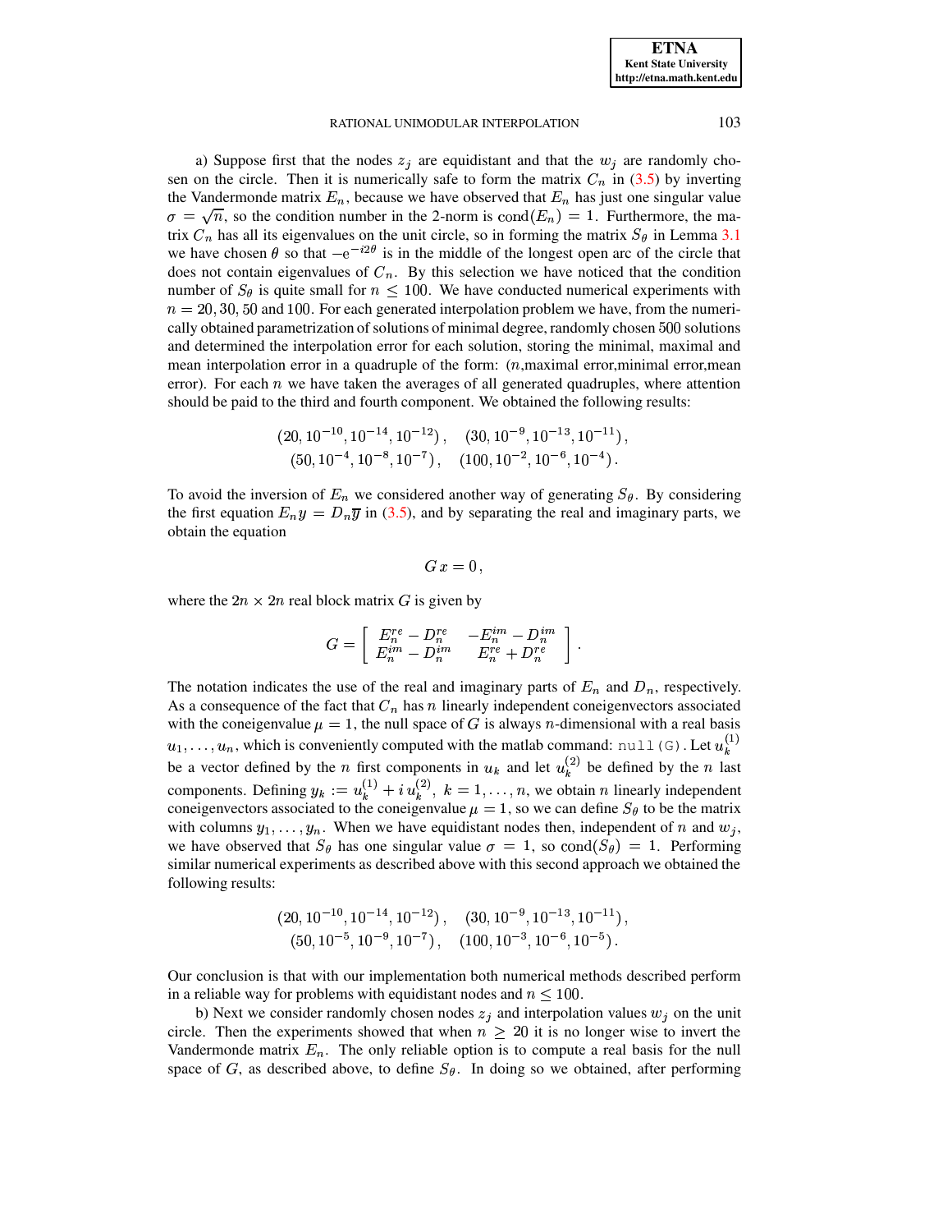a) Suppose first that the nodes $z_j$ are equidistant and that the $w_j$ are randomly chosen on the circle. Then it is numerically safe to form the matrix $C_n$ in (3.5) by inverting the Vandermonde matrix $E_n$, because we have observed that $E_n$ has just one singular value $\sigma = \sqrt{n}$, so the condition number in the 2-norm is $\operatorname{cond}(E_n) = 1$. Furthermore, the matrix $C_n$ has all its eigenvalues on the unit circle, so in forming the matrix $S_\theta$ in Lemma 3.1 we have chosen $\theta$ so that $-\mathrm{e}^{-i2\theta}$ is in the middle of the longest open arc of the circle that does not contain eigenvalues of $C_n$. By this selection we have noticed that the condition number of $S_\theta$ is quite small for $n \leq 100$. We have conducted numerical experiments with $n = 20, 30, 50$ and $100$. For each generated interpolation problem we have, from the numerically obtained parametrization of solutions of minimal degree, randomly chosen $500$ solutions and determined the interpolation error for each solution, storing the minimal, maximal and mean interpolation error in a quadruple of the form: ($n$,maximal error,minimal error,mean error). For each $n$ we have taken the averages of all generated quadruples, where attention should be paid to the third and fourth component. We obtained the following results:

$$(20, 10^{-10}, 10^{-14}, 10^{-12}), \quad (30, 10^{-9}, 10^{-13}, 10^{-11}),$$
$$(50, 10^{-4}, 10^{-8}, 10^{-7}), \quad (100, 10^{-2}, 10^{-6}, 10^{-4}).$$

To avoid the inversion of $E_n$ we considered another way of generating $S_\theta$. By considering the first equation $E_n y = D_n \overline{y}$ in (3.5), and by separating the real and imaginary parts, we obtain the equation

$$G\,x = 0,$$

where the $2n \times 2n$ real block matrix $G$ is given by

$$G = \begin{bmatrix} E_n^{re} - D_n^{re} & -E_n^{im} - D_n^{im} \\ E_n^{im} - D_n^{im} & E_n^{re} + D_n^{re} \end{bmatrix}.$$

The notation indicates the use of the real and imaginary parts of $E_n$ and $D_n$, respectively. As a consequence of the fact that $C_n$ has $n$ linearly independent coneigenvectors associated with the coneigenvalue $\mu = 1$, the null space of $G$ is always $n$-dimensional with a real basis $u_1, \ldots, u_n$, which is conveniently computed with the matlab command: `null(G)`. Let $u_k^{(1)}$ be a vector defined by the $n$ first components in $u_k$ and let $u_k^{(2)}$ be defined by the $n$ last components. Defining $y_k := u_k^{(1)} + i\,u_k^{(2)},\ k = 1, \ldots, n$, we obtain $n$ linearly independent coneigenvectors associated to the coneigenvalue $\mu = 1$, so we can define $S_\theta$ to be the matrix with columns $y_1, \ldots, y_n$. When we have equidistant nodes then, independent of $n$ and $w_j$, we have observed that $S_\theta$ has one singular value $\sigma = 1$, so $\operatorname{cond}(S_\theta) = 1$. Performing similar numerical experiments as described above with this second approach we obtained the following results:

$$(20, 10^{-10}, 10^{-14}, 10^{-12}), \quad (30, 10^{-9}, 10^{-13}, 10^{-11}),$$
$$(50, 10^{-5}, 10^{-9}, 10^{-7}), \quad (100, 10^{-3}, 10^{-6}, 10^{-5}).$$

Our conclusion is that with our implementation both numerical methods described perform in a reliable way for problems with equidistant nodes and $n \leq 100$.

b) Next we consider randomly chosen nodes $z_j$ and interpolation values $w_j$ on the unit circle. Then the experiments showed that when $n \geq 20$ it is no longer wise to invert the Vandermonde matrix $E_n$. The only reliable option is to compute a real basis for the null space of $G$, as described above, to define $S_\theta$. In doing so we obtained, after performing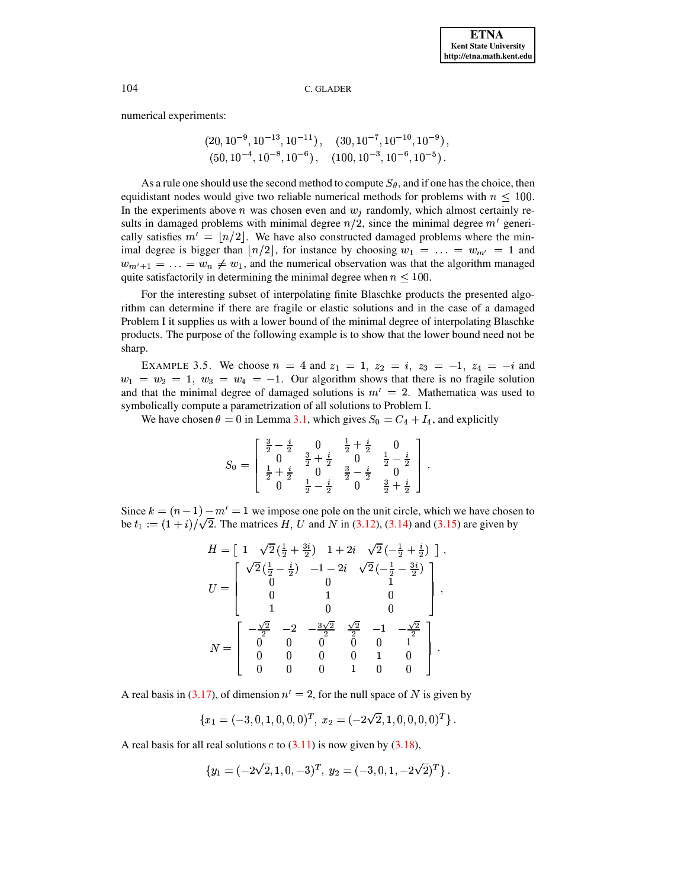numerical experiments:

$$
\begin{aligned}
&(20, 10^{-9}, 10^{-13}, 10^{-11}), \quad (30, 10^{-7}, 10^{-10}, 10^{-9}), \\
&(50, 10^{-4}, 10^{-8}, 10^{-6}), \quad (100, 10^{-3}, 10^{-6}, 10^{-5}).
\end{aligned}
$$

As a rule one should use the second method to compute $S_\theta$, and if one has the choice, then equidistant nodes would give two reliable numerical methods for problems with $n \leq 100$. In the experiments above $n$ was chosen even and $w_j$ randomly, which almost certainly results in damaged problems with minimal degree $n/2$, since the minimal degree $m'$ generically satisfies $m' = \lfloor n/2 \rfloor$. We have also constructed damaged problems where the minimal degree is bigger than $\lfloor n/2 \rfloor$, for instance by choosing $w_1 = \ldots = w_{m'} = 1$ and $w_{m'+1} = \ldots = w_n \neq w_1$, and the numerical observation was that the algorithm managed quite satisfactorily in determining the minimal degree when $n \leq 100$.

For the interesting subset of interpolating finite Blaschke products the presented algorithm can determine if there are fragile or elastic solutions and in the case of a damaged Problem I it supplies us with a lower bound of the minimal degree of interpolating Blaschke products. The purpose of the following example is to show that the lower bound need not be sharp.

EXAMPLE 3.5. We choose $n = 4$ and $z_1 = 1,\ z_2 = i,\ z_3 = -1,\ z_4 = -i$ and $w_1 = w_2 = 1,\ w_3 = w_4 = -1$. Our algorithm shows that there is no fragile solution and that the minimal degree of damaged solutions is $m' = 2$. Mathematica was used to symbolically compute a parametrization of all solutions to Problem I.

We have chosen $\theta = 0$ in Lemma 3.1, which gives $S_0 = C_4 + I_4$, and explicitly

$$
S_0 = \begin{bmatrix} \frac{3}{2} - \frac{i}{2} & 0 & \frac{1}{2} + \frac{i}{2} & 0 \\ 0 & \frac{3}{2} + \frac{i}{2} & 0 & \frac{1}{2} - \frac{i}{2} \\ \frac{1}{2} + \frac{i}{2} & 0 & \frac{3}{2} - \frac{i}{2} & 0 \\ 0 & \frac{1}{2} - \frac{i}{2} & 0 & \frac{3}{2} + \frac{i}{2} \end{bmatrix}.
$$

Since $k = (n-1) - m' = 1$ we impose one pole on the unit circle, which we have chosen to be $t_1 := (1+i)/\sqrt{2}$. The matrices $H$, $U$ and $N$ in (3.12), (3.14) and (3.15) are given by

$$
H = \begin{bmatrix} 1 & \sqrt{2}\left(\frac{1}{2} + \frac{3i}{2}\right) & 1 + 2i & \sqrt{2}\left(-\frac{1}{2} + \frac{i}{2}\right) \end{bmatrix},
$$

$$
U = \begin{bmatrix} \sqrt{2}\left(\frac{1}{2} - \frac{i}{2}\right) & -1 - 2i & \sqrt{2}\left(-\frac{1}{2} - \frac{3i}{2}\right) \\ 0 & 0 & 1 \\ 0 & 1 & 0 \\ 1 & 0 & 0 \end{bmatrix},
$$

$$
N = \begin{bmatrix} -\frac{\sqrt{2}}{2} & -2 & -\frac{3\sqrt{2}}{2} & \frac{\sqrt{2}}{2} & -1 & -\frac{\sqrt{2}}{2} \\ 0 & 0 & 0 & 0 & 0 & 1 \\ 0 & 0 & 0 & 0 & 1 & 0 \\ 0 & 0 & 0 & 1 & 0 & 0 \end{bmatrix}.
$$

A real basis in (3.17), of dimension $n' = 2$, for the null space of $N$ is given by

$$
\{x_1 = (-3, 0, 1, 0, 0, 0)^T,\ x_2 = (-2\sqrt{2}, 1, 0, 0, 0, 0)^T\}.
$$

A real basis for all real solutions $c$ to (3.11) is now given by (3.18),

$$
\{y_1 = (-2\sqrt{2}, 1, 0, -3)^T,\ y_2 = (-3, 0, 1, -2\sqrt{2})^T\}.
$$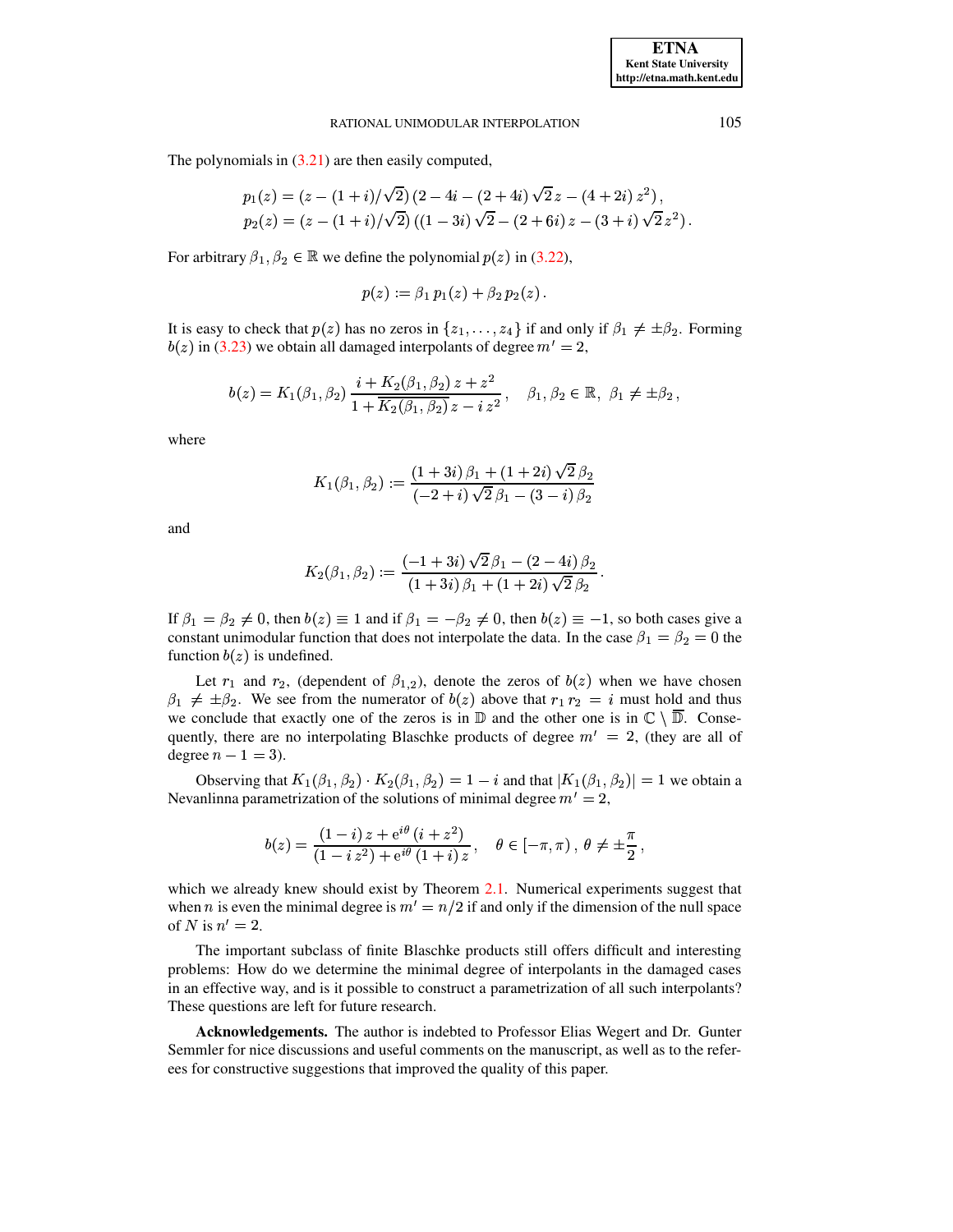The polynomials in (3.21) are then easily computed,

$$
\begin{aligned}
p_1(z) &= (z - (1+i)/\sqrt{2})\,(2 - 4i - (2+4i)\,\sqrt{2}\,z - (4+2i)\,z^2)\,,\\
p_2(z) &= (z - (1+i)/\sqrt{2})\,((1-3i)\,\sqrt{2} - (2+6i)\,z - (3+i)\,\sqrt{2}\,z^2)\,.
\end{aligned}
$$

For arbitrary $\beta_1, \beta_2 \in \mathbb{R}$ we define the polynomial $p(z)$ in (3.22),

$$
p(z) := \beta_1\, p_1(z) + \beta_2\, p_2(z)\,.
$$

It is easy to check that $p(z)$ has no zeros in $\{z_1, \ldots, z_4\}$ if and only if $\beta_1 \neq \pm\beta_2$. Forming $b(z)$ in (3.23) we obtain all damaged interpolants of degree $m' = 2$,

$$
b(z) = K_1(\beta_1,\beta_2)\,\frac{i + K_2(\beta_1,\beta_2)\,z + z^2}{1 + \overline{K_2(\beta_1,\beta_2)}\,z - i\,z^2}\,, \quad \beta_1,\beta_2 \in \mathbb{R},\ \beta_1 \neq \pm\beta_2\,,
$$

where

$$
K_1(\beta_1,\beta_2) := \frac{(1+3i)\,\beta_1 + (1+2i)\,\sqrt{2}\,\beta_2}{(-2+i)\,\sqrt{2}\,\beta_1 - (3-i)\,\beta_2}
$$

and

$$
K_2(\beta_1,\beta_2) := \frac{(-1+3i)\,\sqrt{2}\,\beta_1 - (2-4i)\,\beta_2}{(1+3i)\,\beta_1 + (1+2i)\,\sqrt{2}\,\beta_2}\,.
$$

If $\beta_1 = \beta_2 \neq 0$, then $b(z) \equiv 1$ and if $\beta_1 = -\beta_2 \neq 0$, then $b(z) \equiv -1$, so both cases give a constant unimodular function that does not interpolate the data. In the case $\beta_1 = \beta_2 = 0$ the function $b(z)$ is undefined.

Let $r_1$ and $r_2$, (dependent of $\beta_{1,2}$), denote the zeros of $b(z)$ when we have chosen $\beta_1 \neq \pm\beta_2$. We see from the numerator of $b(z)$ above that $r_1\, r_2 = i$ must hold and thus we conclude that exactly one of the zeros is in $\mathbb{D}$ and the other one is in $\mathbb{C} \setminus \overline{\mathbb{D}}$. Consequently, there are no interpolating Blaschke products of degree $m' = 2$, (they are all of degree $n - 1 = 3$).

Observing that $K_1(\beta_1,\beta_2) \cdot K_2(\beta_1,\beta_2) = 1 - i$ and that $|K_1(\beta_1,\beta_2)| = 1$ we obtain a Nevanlinna parametrization of the solutions of minimal degree $m' = 2$,

$$
b(z) = \frac{(1-i)\,z + \mathrm{e}^{i\theta}\,(i + z^2)}{(1 - i\,z^2) + \mathrm{e}^{i\theta}\,(1+i)\,z}\,, \quad \theta \in [-\pi, \pi)\,,\ \theta \neq \pm\frac{\pi}{2}\,,
$$

which we already knew should exist by Theorem 2.1. Numerical experiments suggest that when $n$ is even the minimal degree is $m' = n/2$ if and only if the dimension of the null space of $N$ is $n' = 2$.

The important subclass of finite Blaschke products still offers difficult and interesting problems: How do we determine the minimal degree of interpolants in the damaged cases in an effective way, and is it possible to construct a parametrization of all such interpolants? These questions are left for future research.

**Acknowledgements.** The author is indebted to Professor Elias Wegert and Dr. Gunter Semmler for nice discussions and useful comments on the manuscript, as well as to the referees for constructive suggestions that improved the quality of this paper.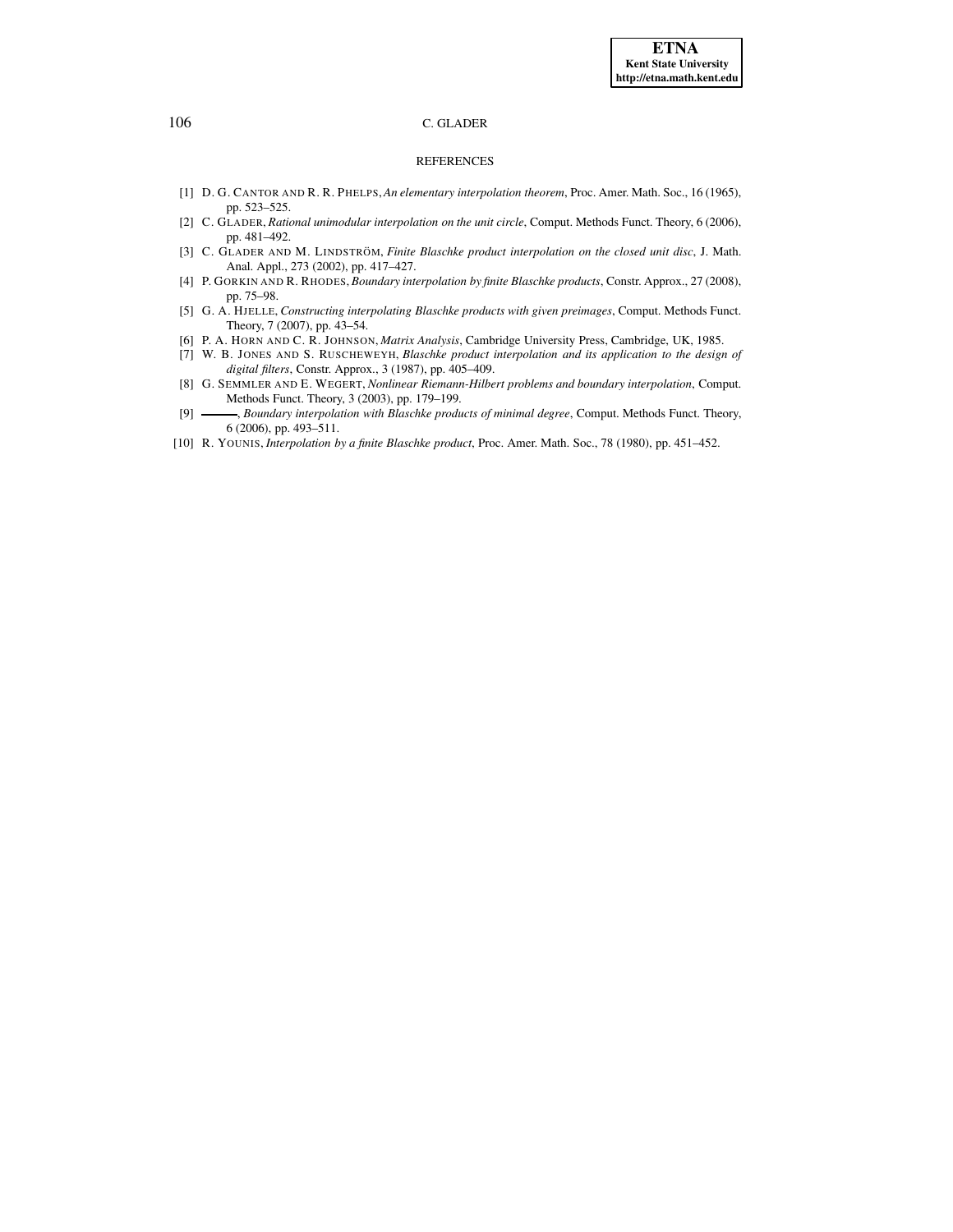## REFERENCES

[1] D. G. Cantor and R. R. Phelps, *An elementary interpolation theorem*, Proc. Amer. Math. Soc., 16 (1965), pp. 523–525.

[2] C. Glader, *Rational unimodular interpolation on the unit circle*, Comput. Methods Funct. Theory, 6 (2006), pp. 481–492.

[3] C. Glader and M. Lindström, *Finite Blaschke product interpolation on the closed unit disc*, J. Math. Anal. Appl., 273 (2002), pp. 417–427.

[4] P. Gorkin and R. Rhodes, *Boundary interpolation by finite Blaschke products*, Constr. Approx., 27 (2008), pp. 75–98.

[5] G. A. Hjelle, *Constructing interpolating Blaschke products with given preimages*, Comput. Methods Funct. Theory, 7 (2007), pp. 43–54.

[6] P. A. Horn and C. R. Johnson, *Matrix Analysis*, Cambridge University Press, Cambridge, UK, 1985.

[7] W. B. Jones and S. Ruscheweyh, *Blaschke product interpolation and its application to the design of digital filters*, Constr. Approx., 3 (1987), pp. 405–409.

[8] G. Semmler and E. Wegert, *Nonlinear Riemann-Hilbert problems and boundary interpolation*, Comput. Methods Funct. Theory, 3 (2003), pp. 179–199.

[9] ———, *Boundary interpolation with Blaschke products of minimal degree*, Comput. Methods Funct. Theory, 6 (2006), pp. 493–511.

[10] R. Younis, *Interpolation by a finite Blaschke product*, Proc. Amer. Math. Soc., 78 (1980), pp. 451–452.